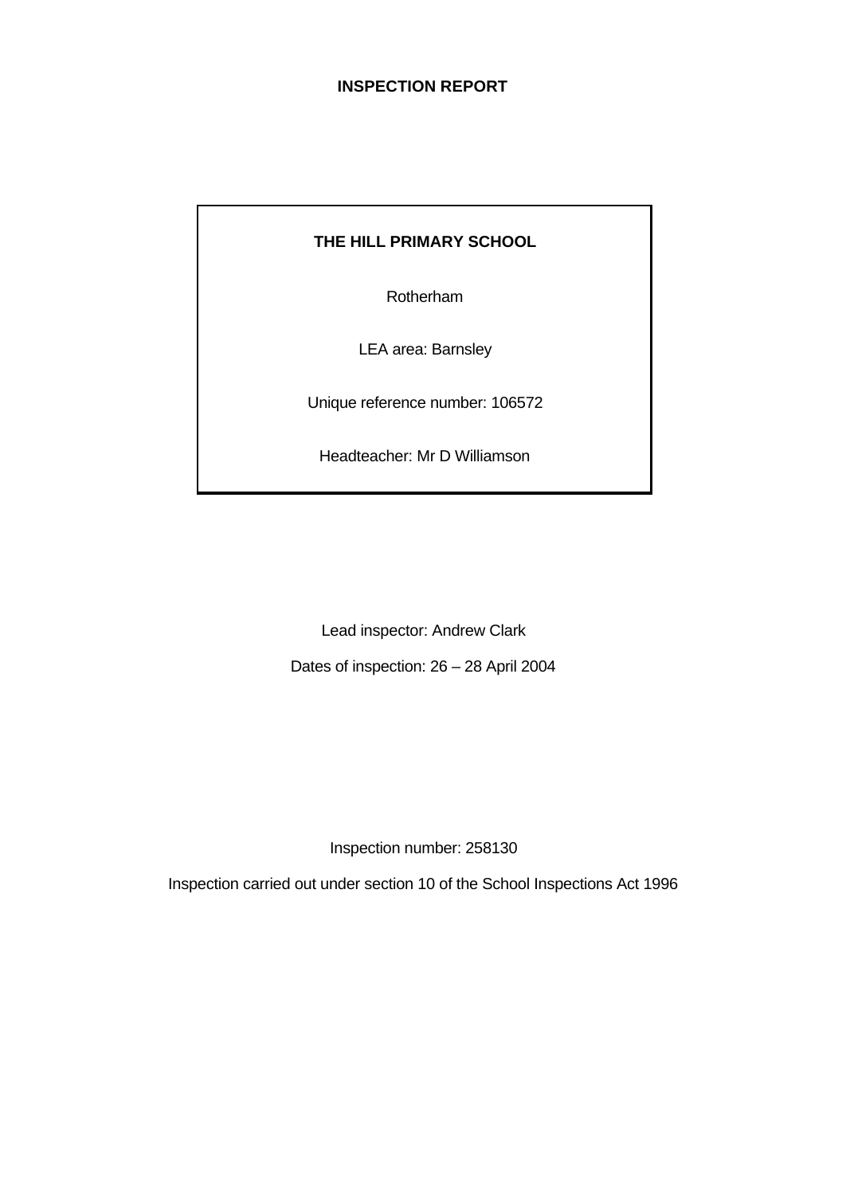# INSPECTION REPORT

**THE HILL PRIMARY SCHOOL**

Rotherham

LEA area: Barnsley

Unique reference number: 106572

Headteacher: Mr D Williamson

Lead inspector: Andrew Clark

Dates of inspection: 26 – 28 April 2004

Inspection number: 258130

Inspection carried out under section 10 of the School Inspections Act 1996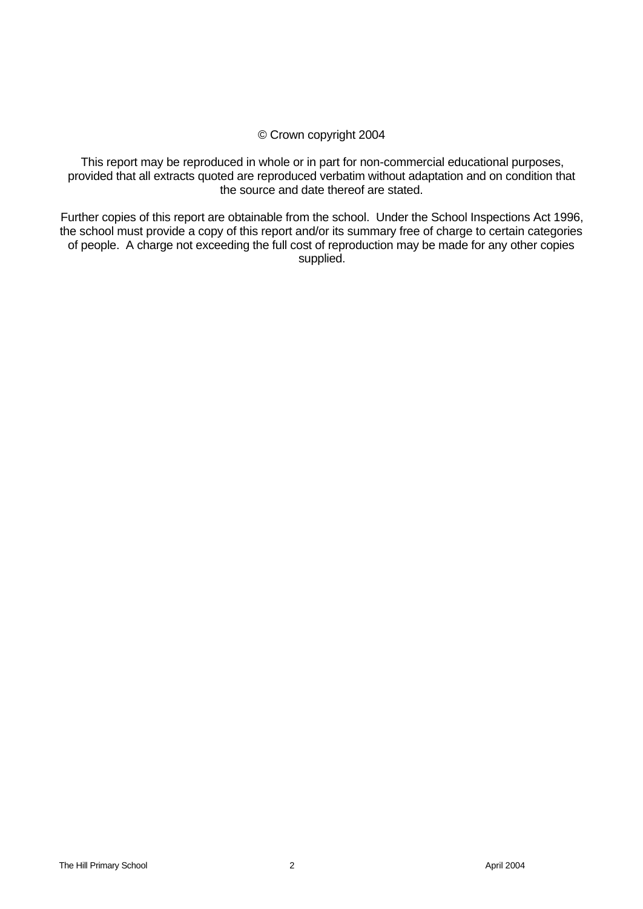© Crown copyright 2004

This report may be reproduced in whole or in part for non-commercial educational purposes, provided that all extracts quoted are reproduced verbatim without adaptation and on condition that the source and date thereof are stated.

Further copies of this report are obtainable from the school. Under the School Inspections Act 1996, the school must provide a copy of this report and/or its summary free of charge to certain categories of people. A charge not exceeding the full cost of reproduction may be made for any other copies supplied.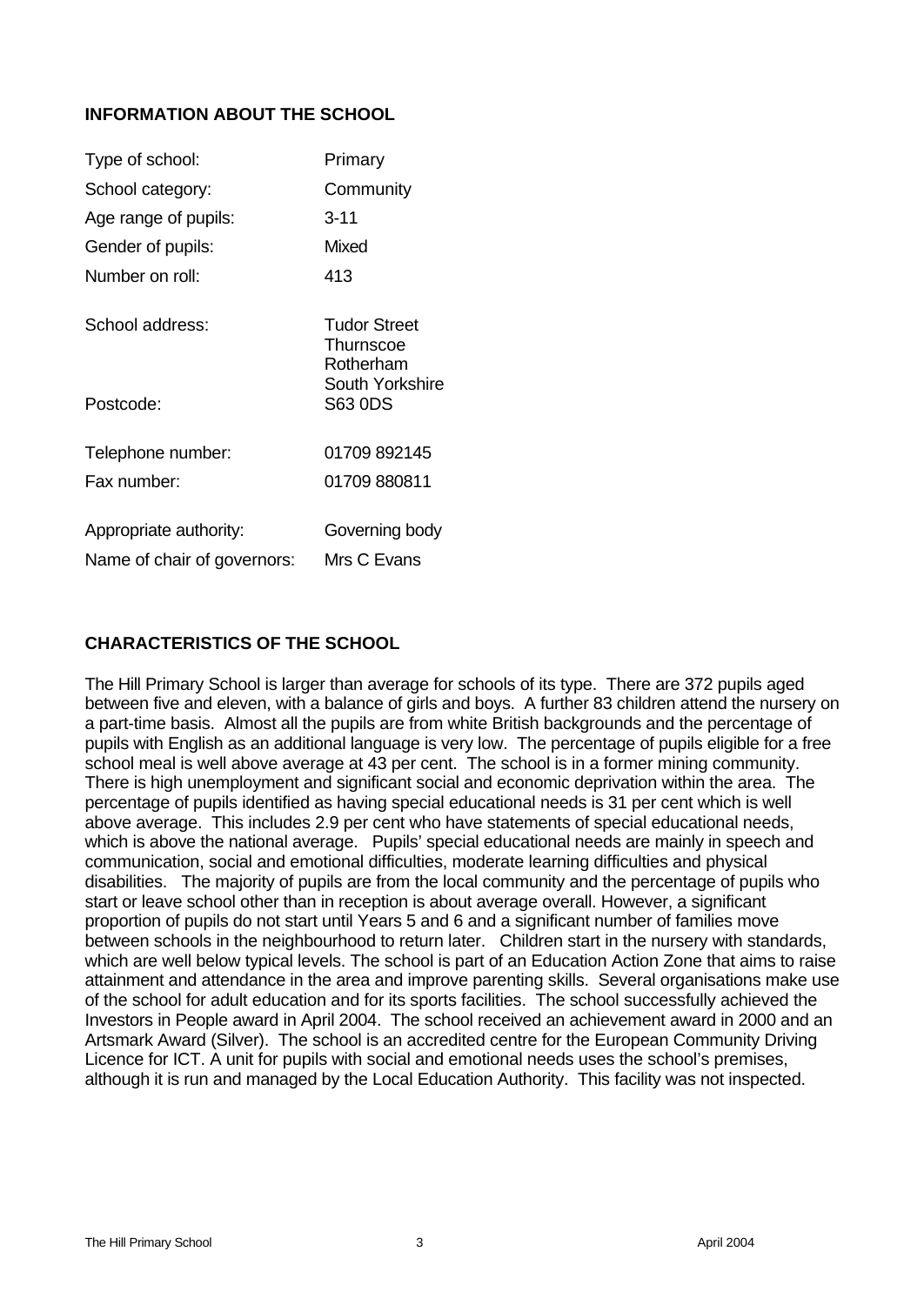## INFORMATION ABOUT THE SCHOOL

| | |
|---|---|
| Type of school: | Primary |
| School category: | Community |
| Age range of pupils: | 3-11 |
| Gender of pupils: | Mixed |
| Number on roll: | 413 |
| School address: | Tudor Street<br>Thurnscoe<br>Rotherham<br>South Yorkshire |
| Postcode: | S63 0DS |
| Telephone number: | 01709 892145 |
| Fax number: | 01709 880811 |
| Appropriate authority: | Governing body |
| Name of chair of governors: | Mrs C Evans |

## CHARACTERISTICS OF THE SCHOOL

The Hill Primary School is larger than average for schools of its type. There are 372 pupils aged between five and eleven, with a balance of girls and boys. A further 83 children attend the nursery on a part-time basis. Almost all the pupils are from white British backgrounds and the percentage of pupils with English as an additional language is very low. The percentage of pupils eligible for a free school meal is well above average at 43 per cent. The school is in a former mining community. There is high unemployment and significant social and economic deprivation within the area. The percentage of pupils identified as having special educational needs is 31 per cent which is well above average. This includes 2.9 per cent who have statements of special educational needs, which is above the national average. Pupils' special educational needs are mainly in speech and communication, social and emotional difficulties, moderate learning difficulties and physical disabilities. The majority of pupils are from the local community and the percentage of pupils who start or leave school other than in reception is about average overall. However, a significant proportion of pupils do not start until Years 5 and 6 and a significant number of families move between schools in the neighbourhood to return later. Children start in the nursery with standards, which are well below typical levels. The school is part of an Education Action Zone that aims to raise attainment and attendance in the area and improve parenting skills. Several organisations make use of the school for adult education and for its sports facilities. The school successfully achieved the Investors in People award in April 2004. The school received an achievement award in 2000 and an Artsmark Award (Silver). The school is an accredited centre for the European Community Driving Licence for ICT. A unit for pupils with social and emotional needs uses the school's premises, although it is run and managed by the Local Education Authority. This facility was not inspected.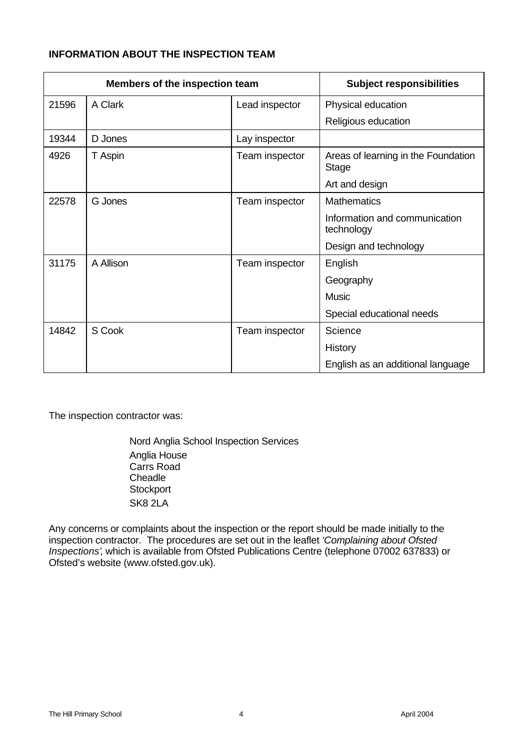**INFORMATION ABOUT THE INSPECTION TEAM**

| Members of the inspection team | | | Subject responsibilities |
|---|---|---|---|
| 21596 | A Clark | Lead inspector | Physical education<br>Religious education |
| 19344 | D Jones | Lay inspector | |
| 4926 | T Aspin | Team inspector | Areas of learning in the Foundation Stage<br>Art and design |
| 22578 | G Jones | Team inspector | Mathematics<br>Information and communication technology<br>Design and technology |
| 31175 | A Allison | Team inspector | English<br>Geography<br>Music<br>Special educational needs |
| 14842 | S Cook | Team inspector | Science<br>History<br>English as an additional language |

The inspection contractor was:

Nord Anglia School Inspection Services
Anglia House
Carrs Road
Cheadle
Stockport
SK8 2LA

Any concerns or complaints about the inspection or the report should be made initially to the inspection contractor. The procedures are set out in the leaflet *'Complaining about Ofsted Inspections'*, which is available from Ofsted Publications Centre (telephone 07002 637833) or Ofsted's website (www.ofsted.gov.uk).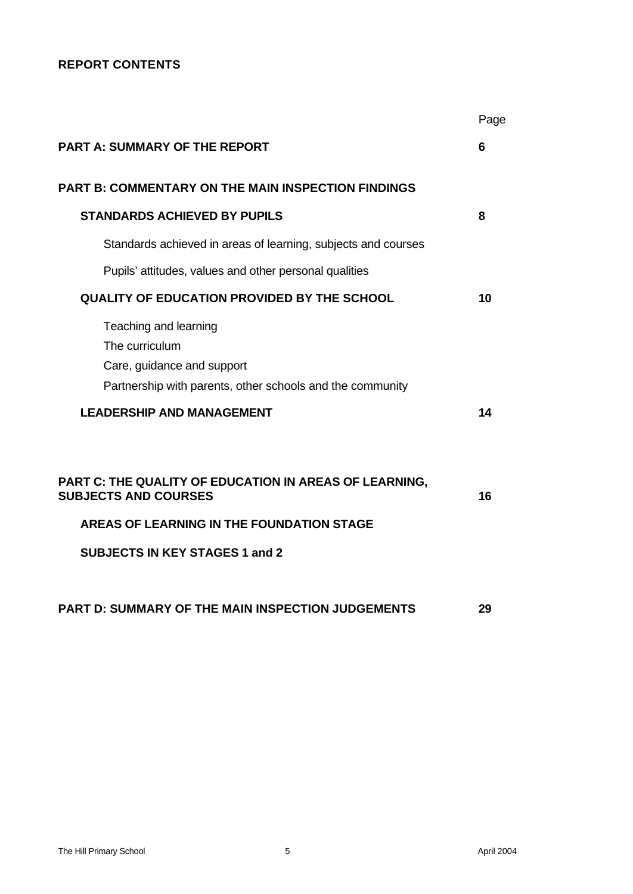**REPORT CONTENTS**

| | Page |
|---|---|
| **PART A: SUMMARY OF THE REPORT** | **6** |
| **PART B: COMMENTARY ON THE MAIN INSPECTION FINDINGS** | |
| **STANDARDS ACHIEVED BY PUPILS** | **8** |
| Standards achieved in areas of learning, subjects and courses | |
| Pupils' attitudes, values and other personal qualities | |
| **QUALITY OF EDUCATION PROVIDED BY THE SCHOOL** | **10** |
| Teaching and learning | |
| The curriculum | |
| Care, guidance and support | |
| Partnership with parents, other schools and the community | |
| **LEADERSHIP AND MANAGEMENT** | **14** |
| **PART C: THE QUALITY OF EDUCATION IN AREAS OF LEARNING, SUBJECTS AND COURSES** | **16** |
| **AREAS OF LEARNING IN THE FOUNDATION STAGE** | |
| **SUBJECTS IN KEY STAGES 1 and 2** | |
| **PART D: SUMMARY OF THE MAIN INSPECTION JUDGEMENTS** | **29** |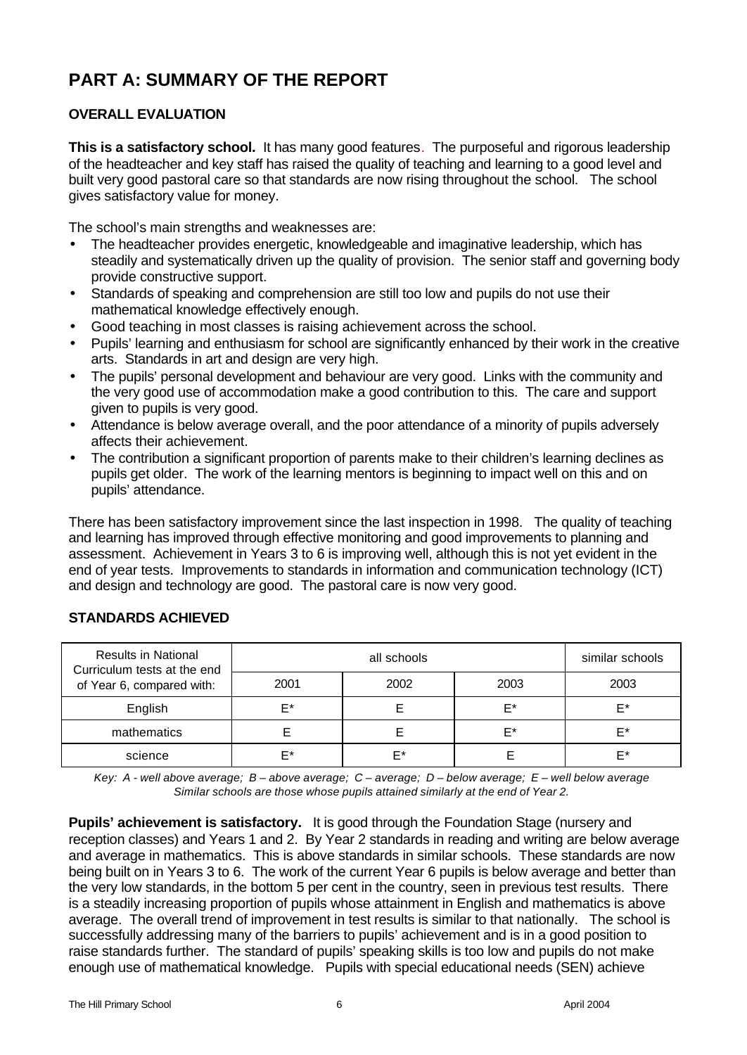# PART A: SUMMARY OF THE REPORT

## OVERALL EVALUATION

**This is a satisfactory school.** It has many good features. The purposeful and rigorous leadership of the headteacher and key staff has raised the quality of teaching and learning to a good level and built very good pastoral care so that standards are now rising throughout the school. The school gives satisfactory value for money.

The school's main strengths and weaknesses are:

- The headteacher provides energetic, knowledgeable and imaginative leadership, which has steadily and systematically driven up the quality of provision. The senior staff and governing body provide constructive support.
- Standards of speaking and comprehension are still too low and pupils do not use their mathematical knowledge effectively enough.
- Good teaching in most classes is raising achievement across the school.
- Pupils' learning and enthusiasm for school are significantly enhanced by their work in the creative arts. Standards in art and design are very high.
- The pupils' personal development and behaviour are very good. Links with the community and the very good use of accommodation make a good contribution to this. The care and support given to pupils is very good.
- Attendance is below average overall, and the poor attendance of a minority of pupils adversely affects their achievement.
- The contribution a significant proportion of parents make to their children's learning declines as pupils get older. The work of the learning mentors is beginning to impact well on this and on pupils' attendance.

There has been satisfactory improvement since the last inspection in 1998. The quality of teaching and learning has improved through effective monitoring and good improvements to planning and assessment. Achievement in Years 3 to 6 is improving well, although this is not yet evident in the end of year tests. Improvements to standards in information and communication technology (ICT) and design and technology are good. The pastoral care is now very good.

## STANDARDS ACHIEVED

| Results in National Curriculum tests at the end of Year 6, compared with: | all schools | | | similar schools |
|---|---|---|---|---|
| | 2001 | 2002 | 2003 | 2003 |
| English | E* | E | E* | E* |
| mathematics | E | E | E* | E* |
| science | E* | E* | E | E* |

*Key: A - well above average; B – above average; C – average; D – below average; E – well below average*
*Similar schools are those whose pupils attained similarly at the end of Year 2.*

**Pupils' achievement is satisfactory.** It is good through the Foundation Stage (nursery and reception classes) and Years 1 and 2. By Year 2 standards in reading and writing are below average and average in mathematics. This is above standards in similar schools. These standards are now being built on in Years 3 to 6. The work of the current Year 6 pupils is below average and better than the very low standards, in the bottom 5 per cent in the country, seen in previous test results. There is a steadily increasing proportion of pupils whose attainment in English and mathematics is above average. The overall trend of improvement in test results is similar to that nationally. The school is successfully addressing many of the barriers to pupils' achievement and is in a good position to raise standards further. The standard of pupils' speaking skills is too low and pupils do not make enough use of mathematical knowledge. Pupils with special educational needs (SEN) achieve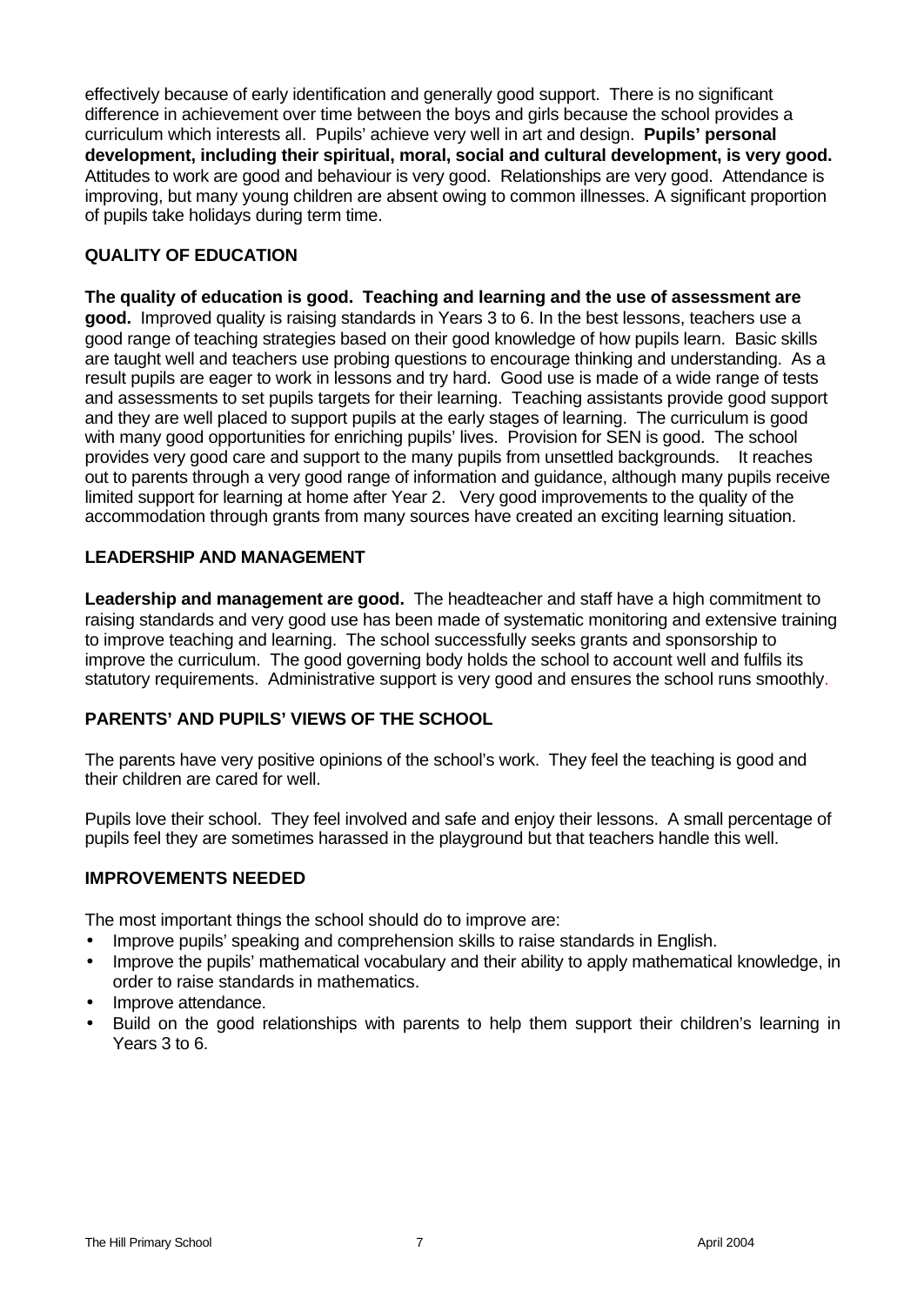effectively because of early identification and generally good support. There is no significant difference in achievement over time between the boys and girls because the school provides a curriculum which interests all. Pupils' achieve very well in art and design. **Pupils' personal development, including their spiritual, moral, social and cultural development, is very good.** Attitudes to work are good and behaviour is very good. Relationships are very good. Attendance is improving, but many young children are absent owing to common illnesses. A significant proportion of pupils take holidays during term time.

## QUALITY OF EDUCATION

**The quality of education is good. Teaching and learning and the use of assessment are good.** Improved quality is raising standards in Years 3 to 6. In the best lessons, teachers use a good range of teaching strategies based on their good knowledge of how pupils learn. Basic skills are taught well and teachers use probing questions to encourage thinking and understanding. As a result pupils are eager to work in lessons and try hard. Good use is made of a wide range of tests and assessments to set pupils targets for their learning. Teaching assistants provide good support and they are well placed to support pupils at the early stages of learning. The curriculum is good with many good opportunities for enriching pupils' lives. Provision for SEN is good. The school provides very good care and support to the many pupils from unsettled backgrounds. It reaches out to parents through a very good range of information and guidance, although many pupils receive limited support for learning at home after Year 2. Very good improvements to the quality of the accommodation through grants from many sources have created an exciting learning situation.

## LEADERSHIP AND MANAGEMENT

**Leadership and management are good.** The headteacher and staff have a high commitment to raising standards and very good use has been made of systematic monitoring and extensive training to improve teaching and learning. The school successfully seeks grants and sponsorship to improve the curriculum. The good governing body holds the school to account well and fulfils its statutory requirements. Administrative support is very good and ensures the school runs smoothly.

## PARENTS' AND PUPILS' VIEWS OF THE SCHOOL

The parents have very positive opinions of the school's work. They feel the teaching is good and their children are cared for well.

Pupils love their school. They feel involved and safe and enjoy their lessons. A small percentage of pupils feel they are sometimes harassed in the playground but that teachers handle this well.

## IMPROVEMENTS NEEDED

The most important things the school should do to improve are:

- Improve pupils' speaking and comprehension skills to raise standards in English.
- Improve the pupils' mathematical vocabulary and their ability to apply mathematical knowledge, in order to raise standards in mathematics.
- Improve attendance.
- Build on the good relationships with parents to help them support their children's learning in Years 3 to 6.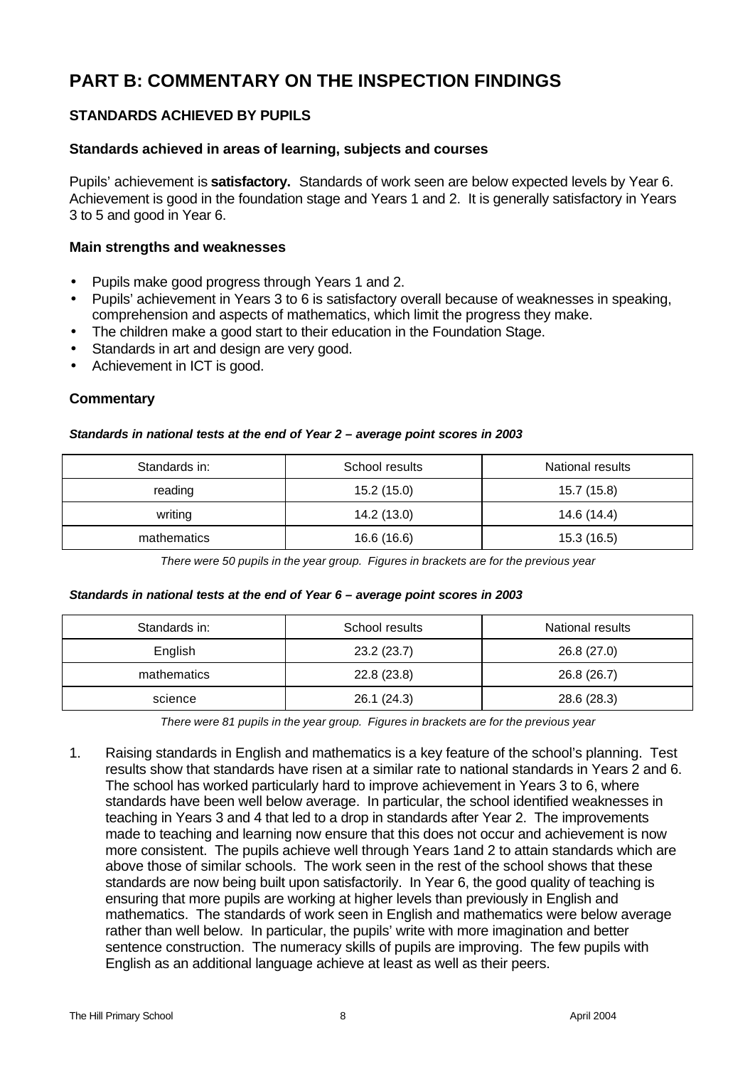# PART B: COMMENTARY ON THE INSPECTION FINDINGS

## STANDARDS ACHIEVED BY PUPILS

### Standards achieved in areas of learning, subjects and courses

Pupils' achievement is **satisfactory.** Standards of work seen are below expected levels by Year 6. Achievement is good in the foundation stage and Years 1 and 2. It is generally satisfactory in Years 3 to 5 and good in Year 6.

### Main strengths and weaknesses

- Pupils make good progress through Years 1 and 2.
- Pupils' achievement in Years 3 to 6 is satisfactory overall because of weaknesses in speaking, comprehension and aspects of mathematics, which limit the progress they make.
- The children make a good start to their education in the Foundation Stage.
- Standards in art and design are very good.
- Achievement in ICT is good.

### Commentary

***Standards in national tests at the end of Year 2 – average point scores in 2003***

| Standards in: | School results | National results |
|---|---|---|
| reading | 15.2 (15.0) | 15.7 (15.8) |
| writing | 14.2 (13.0) | 14.6 (14.4) |
| mathematics | 16.6 (16.6) | 15.3 (16.5) |

*There were 50 pupils in the year group. Figures in brackets are for the previous year*

***Standards in national tests at the end of Year 6 – average point scores in 2003***

| Standards in: | School results | National results |
|---|---|---|
| English | 23.2 (23.7) | 26.8 (27.0) |
| mathematics | 22.8 (23.8) | 26.8 (26.7) |
| science | 26.1 (24.3) | 28.6 (28.3) |

*There were 81 pupils in the year group. Figures in brackets are for the previous year*

1. Raising standards in English and mathematics is a key feature of the school's planning. Test results show that standards have risen at a similar rate to national standards in Years 2 and 6. The school has worked particularly hard to improve achievement in Years 3 to 6, where standards have been well below average. In particular, the school identified weaknesses in teaching in Years 3 and 4 that led to a drop in standards after Year 2. The improvements made to teaching and learning now ensure that this does not occur and achievement is now more consistent. The pupils achieve well through Years 1and 2 to attain standards which are above those of similar schools. The work seen in the rest of the school shows that these standards are now being built upon satisfactorily. In Year 6, the good quality of teaching is ensuring that more pupils are working at higher levels than previously in English and mathematics. The standards of work seen in English and mathematics were below average rather than well below. In particular, the pupils' write with more imagination and better sentence construction. The numeracy skills of pupils are improving. The few pupils with English as an additional language achieve at least as well as their peers.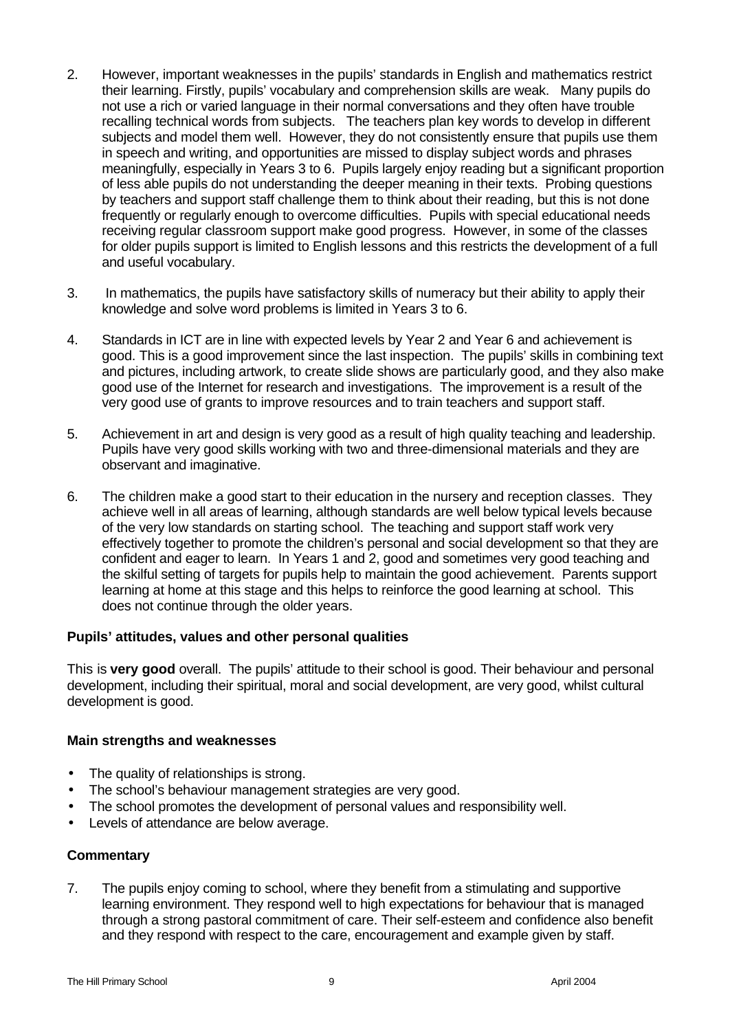2. However, important weaknesses in the pupils' standards in English and mathematics restrict their learning. Firstly, pupils' vocabulary and comprehension skills are weak. Many pupils do not use a rich or varied language in their normal conversations and they often have trouble recalling technical words from subjects. The teachers plan key words to develop in different subjects and model them well. However, they do not consistently ensure that pupils use them in speech and writing, and opportunities are missed to display subject words and phrases meaningfully, especially in Years 3 to 6. Pupils largely enjoy reading but a significant proportion of less able pupils do not understanding the deeper meaning in their texts. Probing questions by teachers and support staff challenge them to think about their reading, but this is not done frequently or regularly enough to overcome difficulties. Pupils with special educational needs receiving regular classroom support make good progress. However, in some of the classes for older pupils support is limited to English lessons and this restricts the development of a full and useful vocabulary.

3. In mathematics, the pupils have satisfactory skills of numeracy but their ability to apply their knowledge and solve word problems is limited in Years 3 to 6.

4. Standards in ICT are in line with expected levels by Year 2 and Year 6 and achievement is good. This is a good improvement since the last inspection. The pupils' skills in combining text and pictures, including artwork, to create slide shows are particularly good, and they also make good use of the Internet for research and investigations. The improvement is a result of the very good use of grants to improve resources and to train teachers and support staff.

5. Achievement in art and design is very good as a result of high quality teaching and leadership. Pupils have very good skills working with two and three-dimensional materials and they are observant and imaginative.

6. The children make a good start to their education in the nursery and reception classes. They achieve well in all areas of learning, although standards are well below typical levels because of the very low standards on starting school. The teaching and support staff work very effectively together to promote the children's personal and social development so that they are confident and eager to learn. In Years 1 and 2, good and sometimes very good teaching and the skilful setting of targets for pupils help to maintain the good achievement. Parents support learning at home at this stage and this helps to reinforce the good learning at school. This does not continue through the older years.

### Pupils' attitudes, values and other personal qualities

This is **very good** overall. The pupils' attitude to their school is good. Their behaviour and personal development, including their spiritual, moral and social development, are very good, whilst cultural development is good.

### Main strengths and weaknesses

- The quality of relationships is strong.
- The school's behaviour management strategies are very good.
- The school promotes the development of personal values and responsibility well.
- Levels of attendance are below average.

### Commentary

7. The pupils enjoy coming to school, where they benefit from a stimulating and supportive learning environment. They respond well to high expectations for behaviour that is managed through a strong pastoral commitment of care. Their self-esteem and confidence also benefit and they respond with respect to the care, encouragement and example given by staff.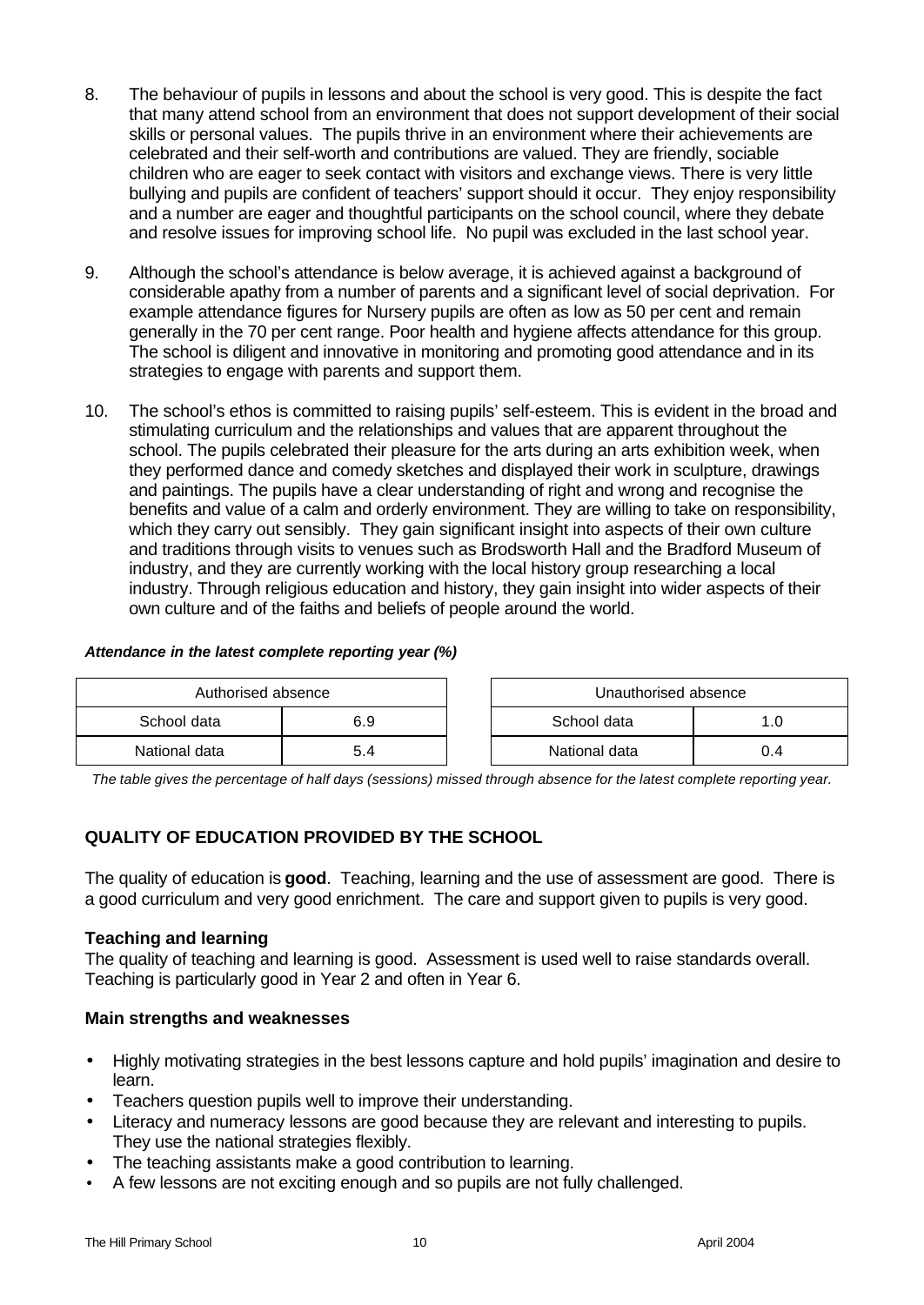8. The behaviour of pupils in lessons and about the school is very good. This is despite the fact that many attend school from an environment that does not support development of their social skills or personal values. The pupils thrive in an environment where their achievements are celebrated and their self-worth and contributions are valued. They are friendly, sociable children who are eager to seek contact with visitors and exchange views. There is very little bullying and pupils are confident of teachers' support should it occur. They enjoy responsibility and a number are eager and thoughtful participants on the school council, where they debate and resolve issues for improving school life. No pupil was excluded in the last school year.

9. Although the school's attendance is below average, it is achieved against a background of considerable apathy from a number of parents and a significant level of social deprivation. For example attendance figures for Nursery pupils are often as low as 50 per cent and remain generally in the 70 per cent range. Poor health and hygiene affects attendance for this group. The school is diligent and innovative in monitoring and promoting good attendance and in its strategies to engage with parents and support them.

10. The school's ethos is committed to raising pupils' self-esteem. This is evident in the broad and stimulating curriculum and the relationships and values that are apparent throughout the school. The pupils celebrated their pleasure for the arts during an arts exhibition week, when they performed dance and comedy sketches and displayed their work in sculpture, drawings and paintings. The pupils have a clear understanding of right and wrong and recognise the benefits and value of a calm and orderly environment. They are willing to take on responsibility, which they carry out sensibly. They gain significant insight into aspects of their own culture and traditions through visits to venues such as Brodsworth Hall and the Bradford Museum of industry, and they are currently working with the local history group researching a local industry. Through religious education and history, they gain insight into wider aspects of their own culture and of the faiths and beliefs of people around the world.

***Attendance in the latest complete reporting year (%)***

| Authorised absence | |
|---|---|
| School data | 6.9 |
| National data | 5.4 |

| Unauthorised absence | |
|---|---|
| School data | 1.0 |
| National data | 0.4 |

*The table gives the percentage of half days (sessions) missed through absence for the latest complete reporting year.*

## QUALITY OF EDUCATION PROVIDED BY THE SCHOOL

The quality of education is **good**. Teaching, learning and the use of assessment are good. There is a good curriculum and very good enrichment. The care and support given to pupils is very good.

### Teaching and learning

The quality of teaching and learning is good. Assessment is used well to raise standards overall. Teaching is particularly good in Year 2 and often in Year 6.

### Main strengths and weaknesses

- Highly motivating strategies in the best lessons capture and hold pupils' imagination and desire to learn.
- Teachers question pupils well to improve their understanding.
- Literacy and numeracy lessons are good because they are relevant and interesting to pupils. They use the national strategies flexibly.
- The teaching assistants make a good contribution to learning.
- A few lessons are not exciting enough and so pupils are not fully challenged.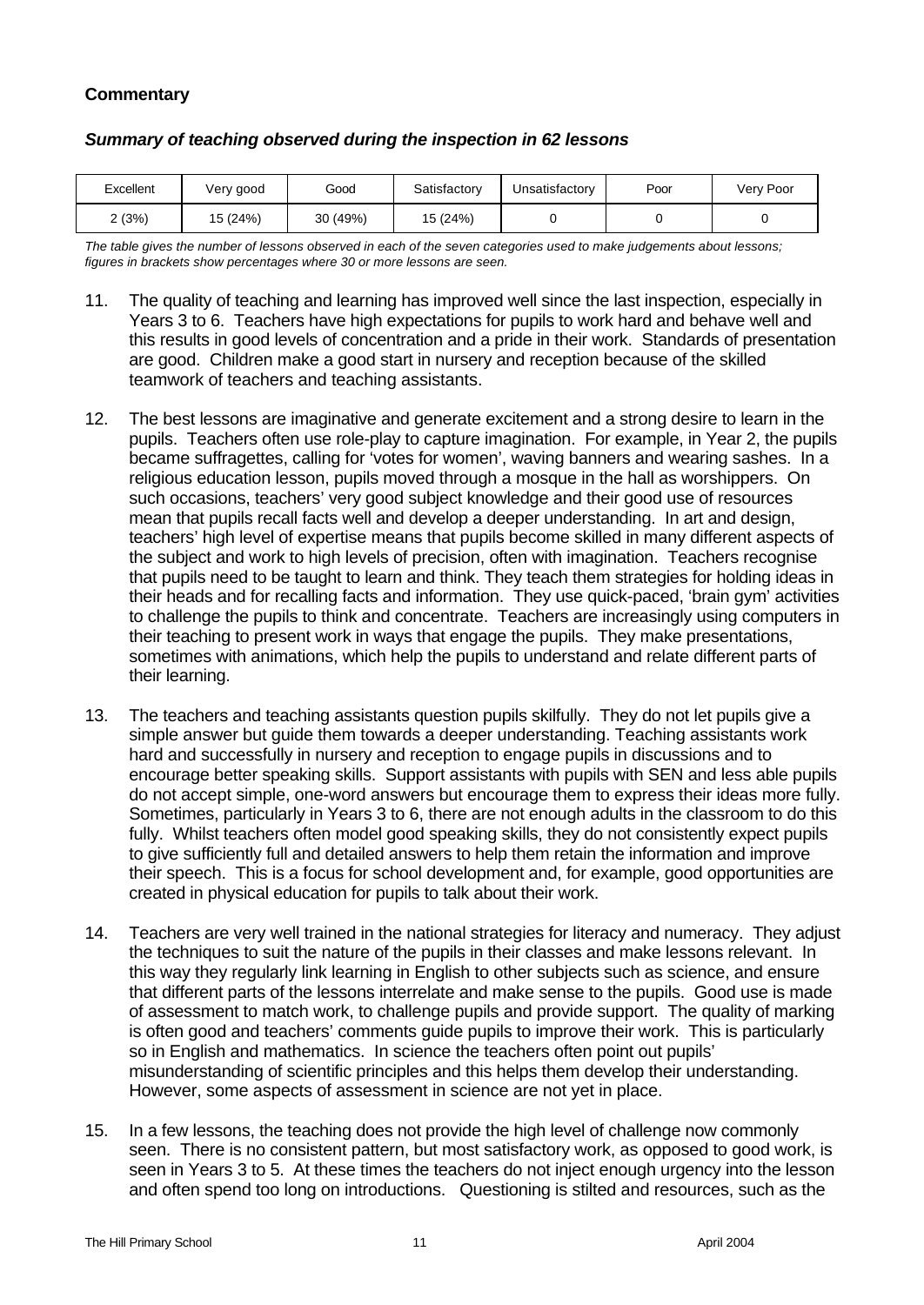**Commentary**

***Summary of teaching observed during the inspection in 62 lessons***

| Excellent | Very good | Good | Satisfactory | Unsatisfactory | Poor | Very Poor |
|---|---|---|---|---|---|---|
| 2 (3%) | 15 (24%) | 30 (49%) | 15 (24%) | 0 | 0 | 0 |

*The table gives the number of lessons observed in each of the seven categories used to make judgements about lessons; figures in brackets show percentages where 30 or more lessons are seen.*

11. The quality of teaching and learning has improved well since the last inspection, especially in Years 3 to 6. Teachers have high expectations for pupils to work hard and behave well and this results in good levels of concentration and a pride in their work. Standards of presentation are good. Children make a good start in nursery and reception because of the skilled teamwork of teachers and teaching assistants.

12. The best lessons are imaginative and generate excitement and a strong desire to learn in the pupils. Teachers often use role-play to capture imagination. For example, in Year 2, the pupils became suffragettes, calling for 'votes for women', waving banners and wearing sashes. In a religious education lesson, pupils moved through a mosque in the hall as worshippers. On such occasions, teachers' very good subject knowledge and their good use of resources mean that pupils recall facts well and develop a deeper understanding. In art and design, teachers' high level of expertise means that pupils become skilled in many different aspects of the subject and work to high levels of precision, often with imagination. Teachers recognise that pupils need to be taught to learn and think. They teach them strategies for holding ideas in their heads and for recalling facts and information. They use quick-paced, 'brain gym' activities to challenge the pupils to think and concentrate. Teachers are increasingly using computers in their teaching to present work in ways that engage the pupils. They make presentations, sometimes with animations, which help the pupils to understand and relate different parts of their learning.

13. The teachers and teaching assistants question pupils skilfully. They do not let pupils give a simple answer but guide them towards a deeper understanding. Teaching assistants work hard and successfully in nursery and reception to engage pupils in discussions and to encourage better speaking skills. Support assistants with pupils with SEN and less able pupils do not accept simple, one-word answers but encourage them to express their ideas more fully. Sometimes, particularly in Years 3 to 6, there are not enough adults in the classroom to do this fully. Whilst teachers often model good speaking skills, they do not consistently expect pupils to give sufficiently full and detailed answers to help them retain the information and improve their speech. This is a focus for school development and, for example, good opportunities are created in physical education for pupils to talk about their work.

14. Teachers are very well trained in the national strategies for literacy and numeracy. They adjust the techniques to suit the nature of the pupils in their classes and make lessons relevant. In this way they regularly link learning in English to other subjects such as science, and ensure that different parts of the lessons interrelate and make sense to the pupils. Good use is made of assessment to match work, to challenge pupils and provide support. The quality of marking is often good and teachers' comments guide pupils to improve their work. This is particularly so in English and mathematics. In science the teachers often point out pupils' misunderstanding of scientific principles and this helps them develop their understanding. However, some aspects of assessment in science are not yet in place.

15. In a few lessons, the teaching does not provide the high level of challenge now commonly seen. There is no consistent pattern, but most satisfactory work, as opposed to good work, is seen in Years 3 to 5. At these times the teachers do not inject enough urgency into the lesson and often spend too long on introductions. Questioning is stilted and resources, such as the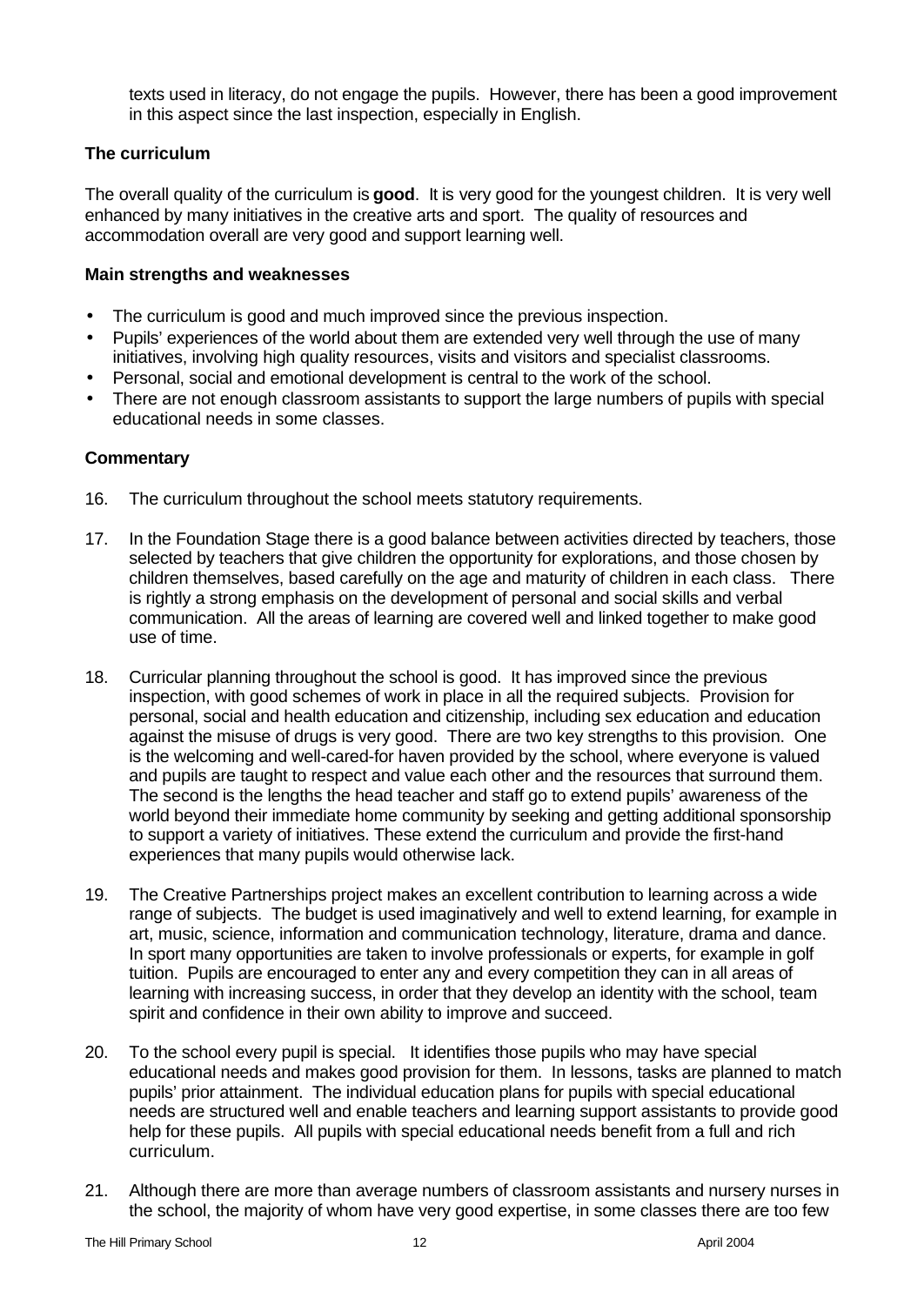texts used in literacy, do not engage the pupils. However, there has been a good improvement in this aspect since the last inspection, especially in English.

### The curriculum

The overall quality of the curriculum is **good**. It is very good for the youngest children. It is very well enhanced by many initiatives in the creative arts and sport. The quality of resources and accommodation overall are very good and support learning well.

#### Main strengths and weaknesses

- The curriculum is good and much improved since the previous inspection.
- Pupils' experiences of the world about them are extended very well through the use of many initiatives, involving high quality resources, visits and visitors and specialist classrooms.
- Personal, social and emotional development is central to the work of the school.
- There are not enough classroom assistants to support the large numbers of pupils with special educational needs in some classes.

#### Commentary

16. The curriculum throughout the school meets statutory requirements.

17. In the Foundation Stage there is a good balance between activities directed by teachers, those selected by teachers that give children the opportunity for explorations, and those chosen by children themselves, based carefully on the age and maturity of children in each class. There is rightly a strong emphasis on the development of personal and social skills and verbal communication. All the areas of learning are covered well and linked together to make good use of time.

18. Curricular planning throughout the school is good. It has improved since the previous inspection, with good schemes of work in place in all the required subjects. Provision for personal, social and health education and citizenship, including sex education and education against the misuse of drugs is very good. There are two key strengths to this provision. One is the welcoming and well-cared-for haven provided by the school, where everyone is valued and pupils are taught to respect and value each other and the resources that surround them. The second is the lengths the head teacher and staff go to extend pupils' awareness of the world beyond their immediate home community by seeking and getting additional sponsorship to support a variety of initiatives. These extend the curriculum and provide the first-hand experiences that many pupils would otherwise lack.

19. The Creative Partnerships project makes an excellent contribution to learning across a wide range of subjects. The budget is used imaginatively and well to extend learning, for example in art, music, science, information and communication technology, literature, drama and dance. In sport many opportunities are taken to involve professionals or experts, for example in golf tuition. Pupils are encouraged to enter any and every competition they can in all areas of learning with increasing success, in order that they develop an identity with the school, team spirit and confidence in their own ability to improve and succeed.

20. To the school every pupil is special. It identifies those pupils who may have special educational needs and makes good provision for them. In lessons, tasks are planned to match pupils' prior attainment. The individual education plans for pupils with special educational needs are structured well and enable teachers and learning support assistants to provide good help for these pupils. All pupils with special educational needs benefit from a full and rich curriculum.

21. Although there are more than average numbers of classroom assistants and nursery nurses in the school, the majority of whom have very good expertise, in some classes there are too few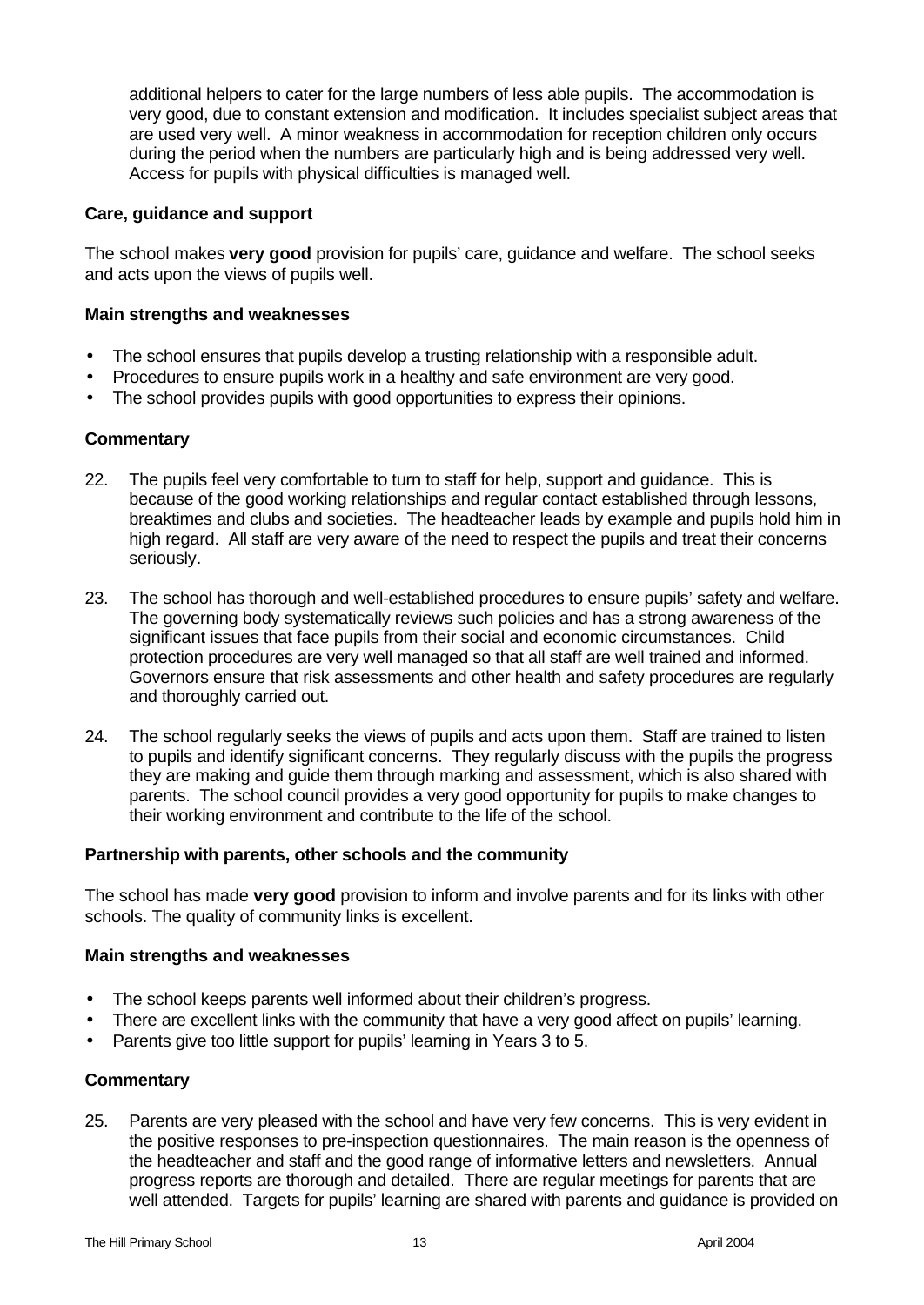additional helpers to cater for the large numbers of less able pupils. The accommodation is very good, due to constant extension and modification. It includes specialist subject areas that are used very well. A minor weakness in accommodation for reception children only occurs during the period when the numbers are particularly high and is being addressed very well. Access for pupils with physical difficulties is managed well.

### Care, guidance and support

The school makes **very good** provision for pupils' care, guidance and welfare. The school seeks and acts upon the views of pupils well.

#### Main strengths and weaknesses

- The school ensures that pupils develop a trusting relationship with a responsible adult.
- Procedures to ensure pupils work in a healthy and safe environment are very good.
- The school provides pupils with good opportunities to express their opinions.

#### Commentary

22. The pupils feel very comfortable to turn to staff for help, support and guidance. This is because of the good working relationships and regular contact established through lessons, breaktimes and clubs and societies. The headteacher leads by example and pupils hold him in high regard. All staff are very aware of the need to respect the pupils and treat their concerns seriously.

23. The school has thorough and well-established procedures to ensure pupils' safety and welfare. The governing body systematically reviews such policies and has a strong awareness of the significant issues that face pupils from their social and economic circumstances. Child protection procedures are very well managed so that all staff are well trained and informed. Governors ensure that risk assessments and other health and safety procedures are regularly and thoroughly carried out.

24. The school regularly seeks the views of pupils and acts upon them. Staff are trained to listen to pupils and identify significant concerns. They regularly discuss with the pupils the progress they are making and guide them through marking and assessment, which is also shared with parents. The school council provides a very good opportunity for pupils to make changes to their working environment and contribute to the life of the school.

### Partnership with parents, other schools and the community

The school has made **very good** provision to inform and involve parents and for its links with other schools. The quality of community links is excellent.

#### Main strengths and weaknesses

- The school keeps parents well informed about their children's progress.
- There are excellent links with the community that have a very good affect on pupils' learning.
- Parents give too little support for pupils' learning in Years 3 to 5.

#### Commentary

25. Parents are very pleased with the school and have very few concerns. This is very evident in the positive responses to pre-inspection questionnaires. The main reason is the openness of the headteacher and staff and the good range of informative letters and newsletters. Annual progress reports are thorough and detailed. There are regular meetings for parents that are well attended. Targets for pupils' learning are shared with parents and guidance is provided on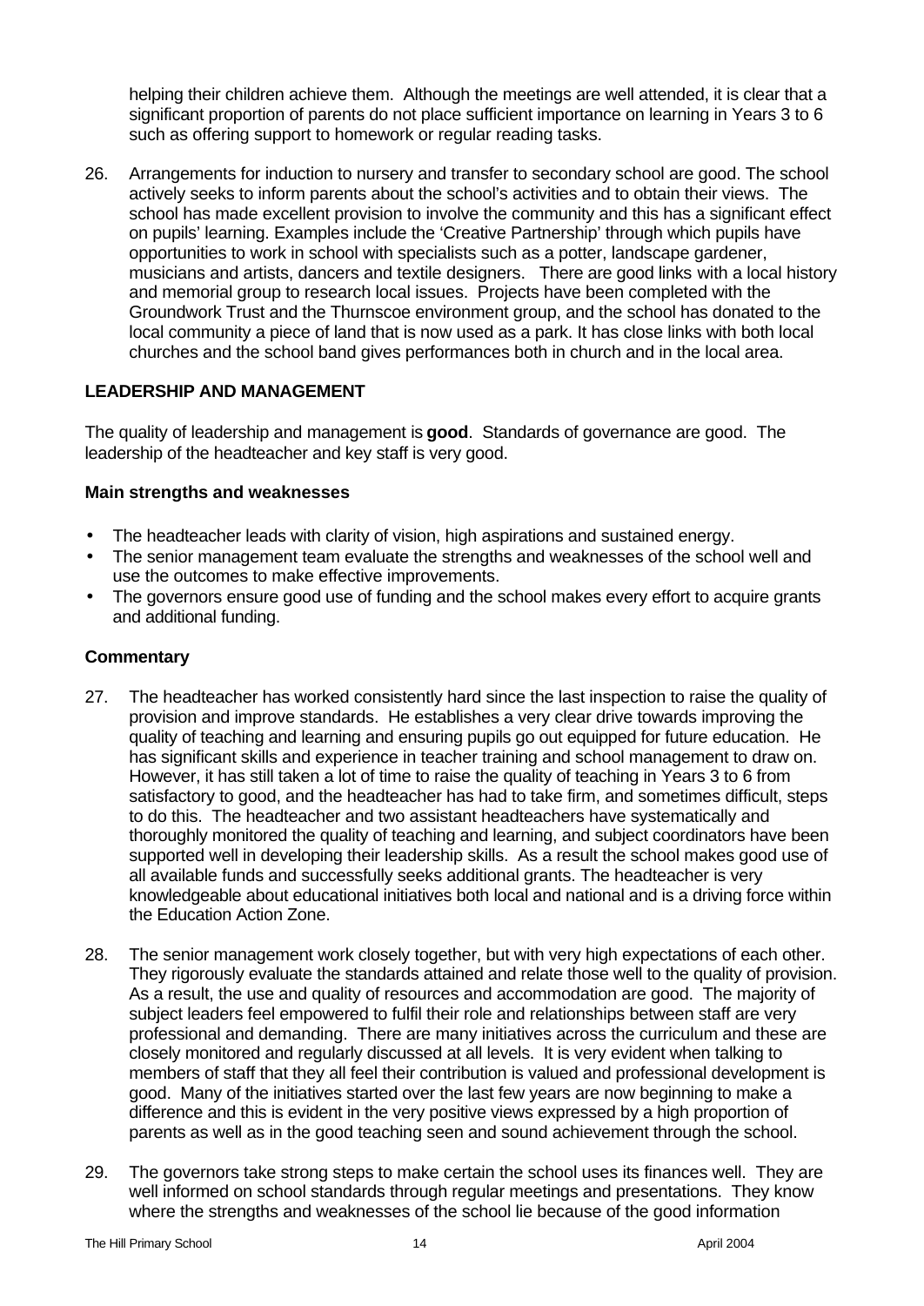helping their children achieve them. Although the meetings are well attended, it is clear that a significant proportion of parents do not place sufficient importance on learning in Years 3 to 6 such as offering support to homework or regular reading tasks.

26. Arrangements for induction to nursery and transfer to secondary school are good. The school actively seeks to inform parents about the school's activities and to obtain their views. The school has made excellent provision to involve the community and this has a significant effect on pupils' learning. Examples include the 'Creative Partnership' through which pupils have opportunities to work in school with specialists such as a potter, landscape gardener, musicians and artists, dancers and textile designers. There are good links with a local history and memorial group to research local issues. Projects have been completed with the Groundwork Trust and the Thurnscoe environment group, and the school has donated to the local community a piece of land that is now used as a park. It has close links with both local churches and the school band gives performances both in church and in the local area.

## LEADERSHIP AND MANAGEMENT

The quality of leadership and management is **good**. Standards of governance are good. The leadership of the headteacher and key staff is very good.

### Main strengths and weaknesses

- The headteacher leads with clarity of vision, high aspirations and sustained energy.
- The senior management team evaluate the strengths and weaknesses of the school well and use the outcomes to make effective improvements.
- The governors ensure good use of funding and the school makes every effort to acquire grants and additional funding.

### Commentary

27. The headteacher has worked consistently hard since the last inspection to raise the quality of provision and improve standards. He establishes a very clear drive towards improving the quality of teaching and learning and ensuring pupils go out equipped for future education. He has significant skills and experience in teacher training and school management to draw on. However, it has still taken a lot of time to raise the quality of teaching in Years 3 to 6 from satisfactory to good, and the headteacher has had to take firm, and sometimes difficult, steps to do this. The headteacher and two assistant headteachers have systematically and thoroughly monitored the quality of teaching and learning, and subject coordinators have been supported well in developing their leadership skills. As a result the school makes good use of all available funds and successfully seeks additional grants. The headteacher is very knowledgeable about educational initiatives both local and national and is a driving force within the Education Action Zone.

28. The senior management work closely together, but with very high expectations of each other. They rigorously evaluate the standards attained and relate those well to the quality of provision. As a result, the use and quality of resources and accommodation are good. The majority of subject leaders feel empowered to fulfil their role and relationships between staff are very professional and demanding. There are many initiatives across the curriculum and these are closely monitored and regularly discussed at all levels. It is very evident when talking to members of staff that they all feel their contribution is valued and professional development is good. Many of the initiatives started over the last few years are now beginning to make a difference and this is evident in the very positive views expressed by a high proportion of parents as well as in the good teaching seen and sound achievement through the school.

29. The governors take strong steps to make certain the school uses its finances well. They are well informed on school standards through regular meetings and presentations. They know where the strengths and weaknesses of the school lie because of the good information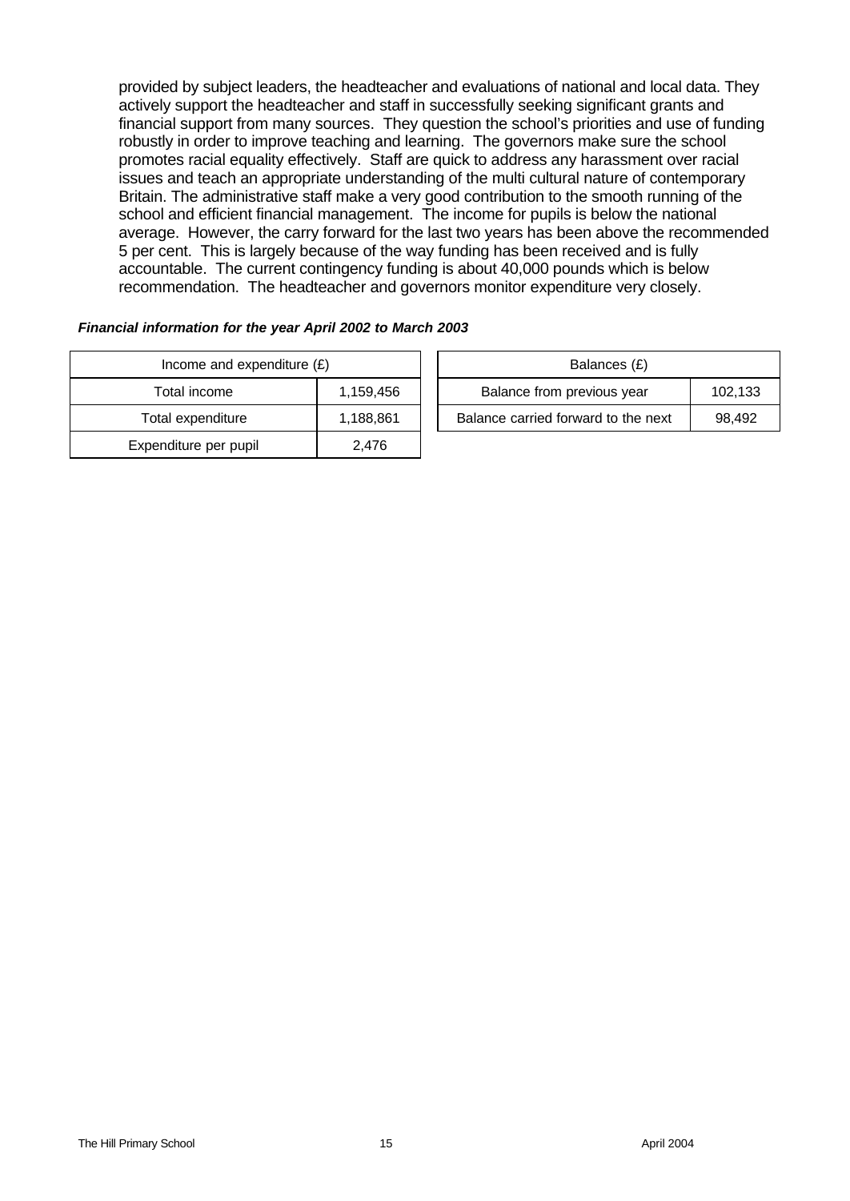provided by subject leaders, the headteacher and evaluations of national and local data. They actively support the headteacher and staff in successfully seeking significant grants and financial support from many sources. They question the school's priorities and use of funding robustly in order to improve teaching and learning. The governors make sure the school promotes racial equality effectively. Staff are quick to address any harassment over racial issues and teach an appropriate understanding of the multi cultural nature of contemporary Britain. The administrative staff make a very good contribution to the smooth running of the school and efficient financial management. The income for pupils is below the national average. However, the carry forward for the last two years has been above the recommended 5 per cent. This is largely because of the way funding has been received and is fully accountable. The current contingency funding is about 40,000 pounds which is below recommendation. The headteacher and governors monitor expenditure very closely.

***Financial information for the year April 2002 to March 2003***

| Income and expenditure (£) | |
|---|---|
| Total income | 1,159,456 |
| Total expenditure | 1,188,861 |
| Expenditure per pupil | 2,476 |

| Balances (£) | |
|---|---|
| Balance from previous year | 102,133 |
| Balance carried forward to the next | 98,492 |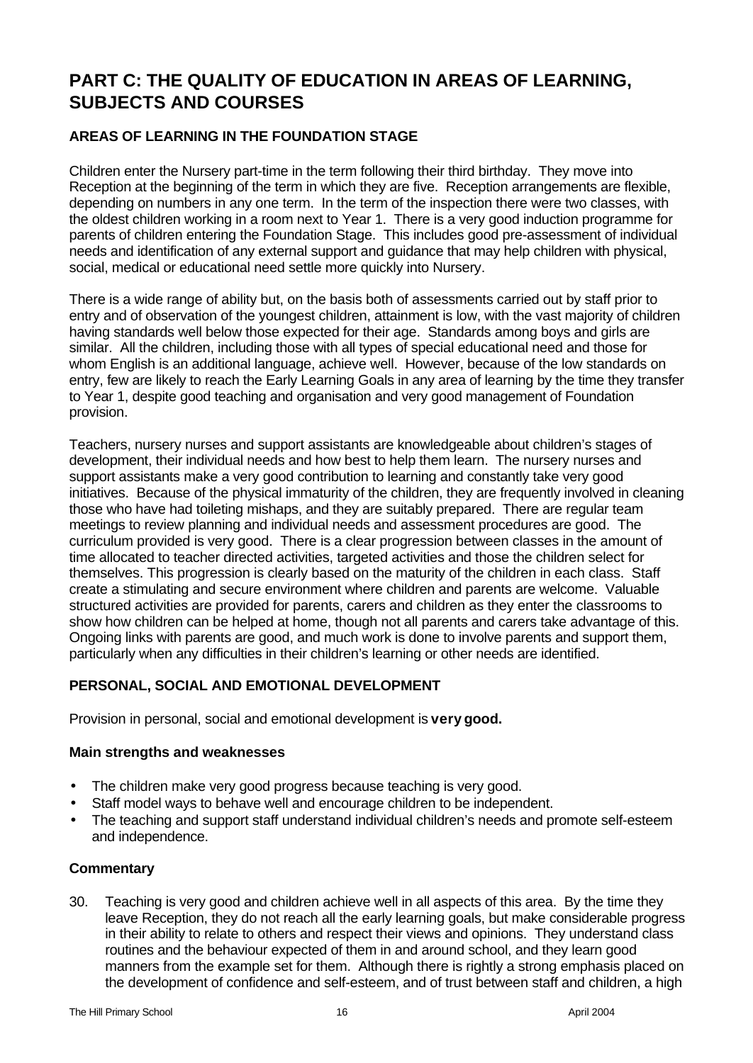# PART C: THE QUALITY OF EDUCATION IN AREAS OF LEARNING, SUBJECTS AND COURSES

## AREAS OF LEARNING IN THE FOUNDATION STAGE

Children enter the Nursery part-time in the term following their third birthday. They move into Reception at the beginning of the term in which they are five. Reception arrangements are flexible, depending on numbers in any one term. In the term of the inspection there were two classes, with the oldest children working in a room next to Year 1. There is a very good induction programme for parents of children entering the Foundation Stage. This includes good pre-assessment of individual needs and identification of any external support and guidance that may help children with physical, social, medical or educational need settle more quickly into Nursery.

There is a wide range of ability but, on the basis both of assessments carried out by staff prior to entry and of observation of the youngest children, attainment is low, with the vast majority of children having standards well below those expected for their age. Standards among boys and girls are similar. All the children, including those with all types of special educational need and those for whom English is an additional language, achieve well. However, because of the low standards on entry, few are likely to reach the Early Learning Goals in any area of learning by the time they transfer to Year 1, despite good teaching and organisation and very good management of Foundation provision.

Teachers, nursery nurses and support assistants are knowledgeable about children's stages of development, their individual needs and how best to help them learn. The nursery nurses and support assistants make a very good contribution to learning and constantly take very good initiatives. Because of the physical immaturity of the children, they are frequently involved in cleaning those who have had toileting mishaps, and they are suitably prepared. There are regular team meetings to review planning and individual needs and assessment procedures are good. The curriculum provided is very good. There is a clear progression between classes in the amount of time allocated to teacher directed activities, targeted activities and those the children select for themselves. This progression is clearly based on the maturity of the children in each class. Staff create a stimulating and secure environment where children and parents are welcome. Valuable structured activities are provided for parents, carers and children as they enter the classrooms to show how children can be helped at home, though not all parents and carers take advantage of this. Ongoing links with parents are good, and much work is done to involve parents and support them, particularly when any difficulties in their children's learning or other needs are identified.

## PERSONAL, SOCIAL AND EMOTIONAL DEVELOPMENT

Provision in personal, social and emotional development is **very good.**

### Main strengths and weaknesses

- The children make very good progress because teaching is very good.
- Staff model ways to behave well and encourage children to be independent.
- The teaching and support staff understand individual children's needs and promote self-esteem and independence.

### Commentary

30. Teaching is very good and children achieve well in all aspects of this area. By the time they leave Reception, they do not reach all the early learning goals, but make considerable progress in their ability to relate to others and respect their views and opinions. They understand class routines and the behaviour expected of them in and around school, and they learn good manners from the example set for them. Although there is rightly a strong emphasis placed on the development of confidence and self-esteem, and of trust between staff and children, a high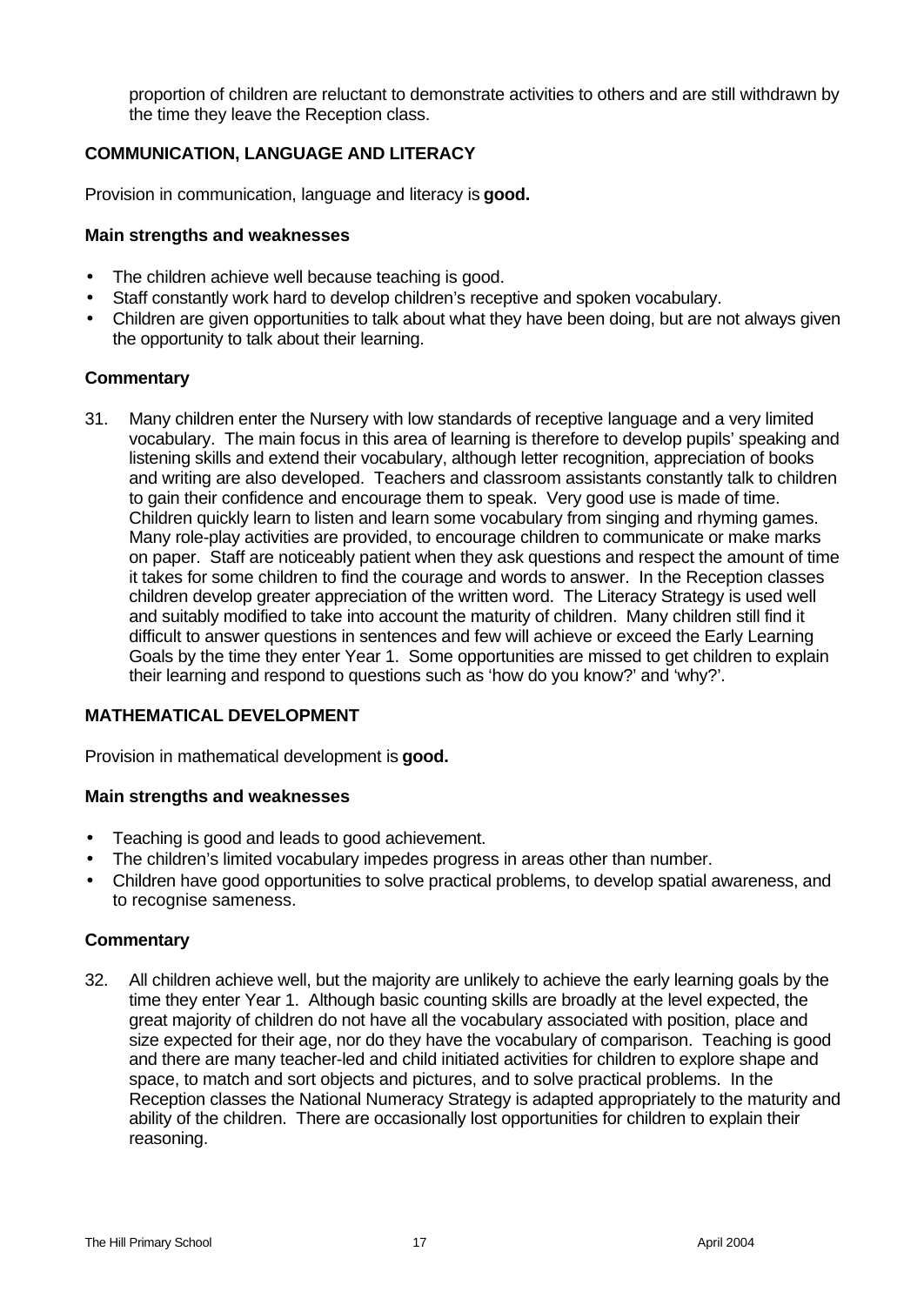proportion of children are reluctant to demonstrate activities to others and are still withdrawn by the time they leave the Reception class.

### COMMUNICATION, LANGUAGE AND LITERACY

Provision in communication, language and literacy is **good.**

#### Main strengths and weaknesses

- The children achieve well because teaching is good.
- Staff constantly work hard to develop children's receptive and spoken vocabulary.
- Children are given opportunities to talk about what they have been doing, but are not always given the opportunity to talk about their learning.

#### Commentary

31. Many children enter the Nursery with low standards of receptive language and a very limited vocabulary. The main focus in this area of learning is therefore to develop pupils' speaking and listening skills and extend their vocabulary, although letter recognition, appreciation of books and writing are also developed. Teachers and classroom assistants constantly talk to children to gain their confidence and encourage them to speak. Very good use is made of time. Children quickly learn to listen and learn some vocabulary from singing and rhyming games. Many role-play activities are provided, to encourage children to communicate or make marks on paper. Staff are noticeably patient when they ask questions and respect the amount of time it takes for some children to find the courage and words to answer. In the Reception classes children develop greater appreciation of the written word. The Literacy Strategy is used well and suitably modified to take into account the maturity of children. Many children still find it difficult to answer questions in sentences and few will achieve or exceed the Early Learning Goals by the time they enter Year 1. Some opportunities are missed to get children to explain their learning and respond to questions such as 'how do you know?' and 'why?'.

### MATHEMATICAL DEVELOPMENT

Provision in mathematical development is **good.**

#### Main strengths and weaknesses

- Teaching is good and leads to good achievement.
- The children's limited vocabulary impedes progress in areas other than number.
- Children have good opportunities to solve practical problems, to develop spatial awareness, and to recognise sameness.

#### Commentary

32. All children achieve well, but the majority are unlikely to achieve the early learning goals by the time they enter Year 1. Although basic counting skills are broadly at the level expected, the great majority of children do not have all the vocabulary associated with position, place and size expected for their age, nor do they have the vocabulary of comparison. Teaching is good and there are many teacher-led and child initiated activities for children to explore shape and space, to match and sort objects and pictures, and to solve practical problems. In the Reception classes the National Numeracy Strategy is adapted appropriately to the maturity and ability of the children. There are occasionally lost opportunities for children to explain their reasoning.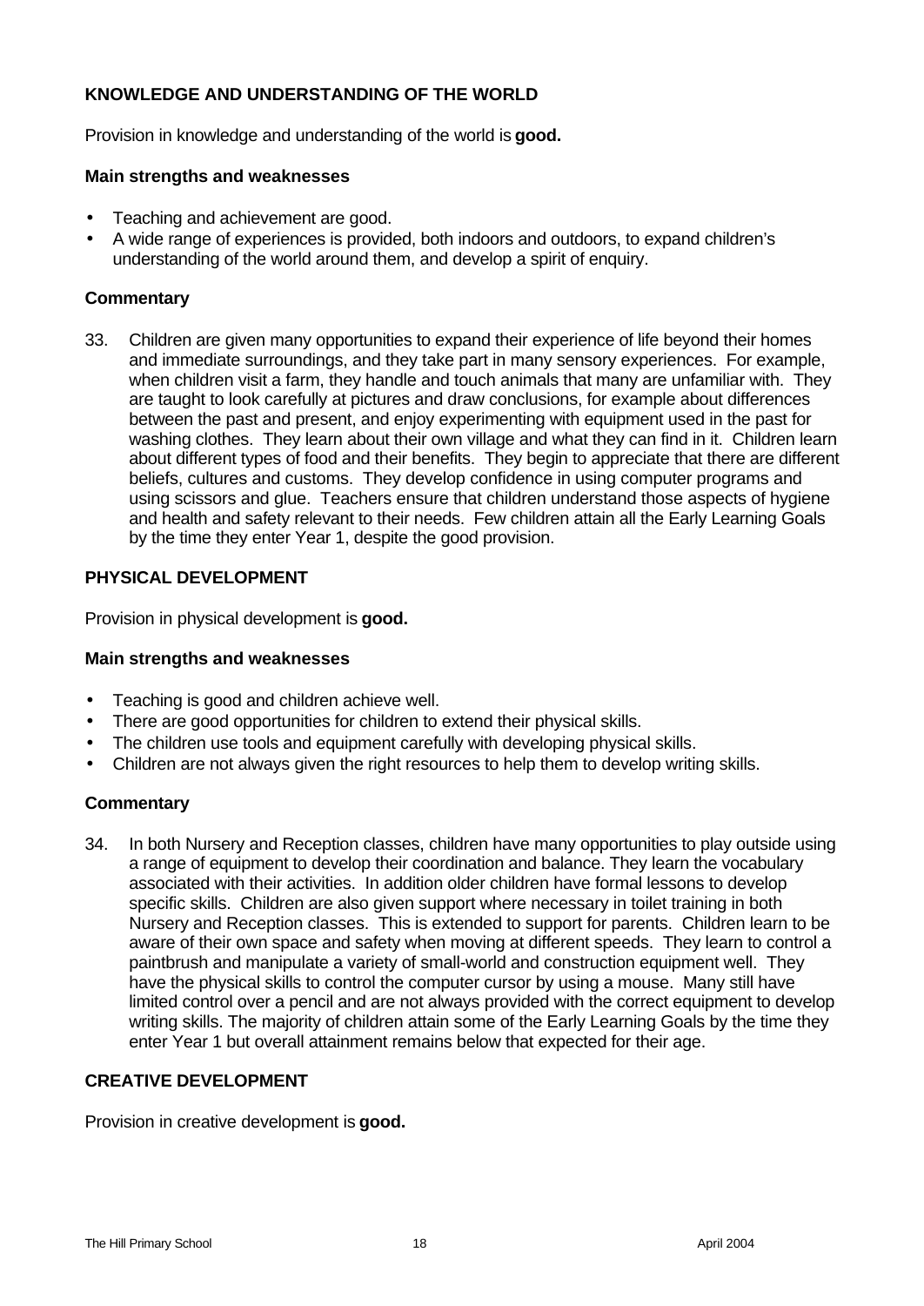### KNOWLEDGE AND UNDERSTANDING OF THE WORLD

Provision in knowledge and understanding of the world is **good.**

#### Main strengths and weaknesses

- Teaching and achievement are good.
- A wide range of experiences is provided, both indoors and outdoors, to expand children's understanding of the world around them, and develop a spirit of enquiry.

#### Commentary

33. Children are given many opportunities to expand their experience of life beyond their homes and immediate surroundings, and they take part in many sensory experiences. For example, when children visit a farm, they handle and touch animals that many are unfamiliar with. They are taught to look carefully at pictures and draw conclusions, for example about differences between the past and present, and enjoy experimenting with equipment used in the past for washing clothes. They learn about their own village and what they can find in it. Children learn about different types of food and their benefits. They begin to appreciate that there are different beliefs, cultures and customs. They develop confidence in using computer programs and using scissors and glue. Teachers ensure that children understand those aspects of hygiene and health and safety relevant to their needs. Few children attain all the Early Learning Goals by the time they enter Year 1, despite the good provision.

### PHYSICAL DEVELOPMENT

Provision in physical development is **good.**

#### Main strengths and weaknesses

- Teaching is good and children achieve well.
- There are good opportunities for children to extend their physical skills.
- The children use tools and equipment carefully with developing physical skills.
- Children are not always given the right resources to help them to develop writing skills.

#### Commentary

34. In both Nursery and Reception classes, children have many opportunities to play outside using a range of equipment to develop their coordination and balance. They learn the vocabulary associated with their activities. In addition older children have formal lessons to develop specific skills. Children are also given support where necessary in toilet training in both Nursery and Reception classes. This is extended to support for parents. Children learn to be aware of their own space and safety when moving at different speeds. They learn to control a paintbrush and manipulate a variety of small-world and construction equipment well. They have the physical skills to control the computer cursor by using a mouse. Many still have limited control over a pencil and are not always provided with the correct equipment to develop writing skills. The majority of children attain some of the Early Learning Goals by the time they enter Year 1 but overall attainment remains below that expected for their age.

### CREATIVE DEVELOPMENT

Provision in creative development is **good.**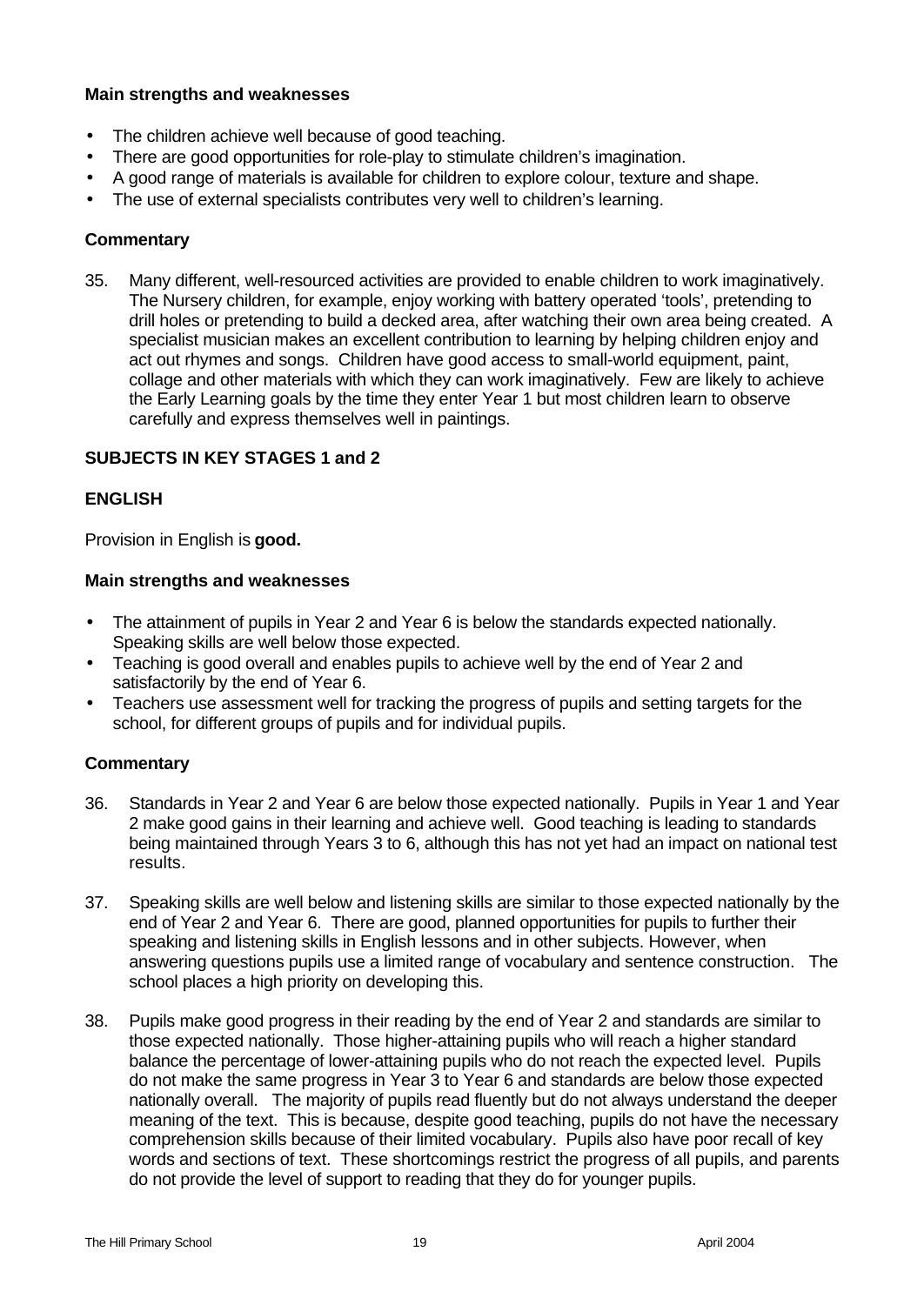**Main strengths and weaknesses**

- The children achieve well because of good teaching.
- There are good opportunities for role-play to stimulate children's imagination.
- A good range of materials is available for children to explore colour, texture and shape.
- The use of external specialists contributes very well to children's learning.

**Commentary**

35. Many different, well-resourced activities are provided to enable children to work imaginatively. The Nursery children, for example, enjoy working with battery operated 'tools', pretending to drill holes or pretending to build a decked area, after watching their own area being created. A specialist musician makes an excellent contribution to learning by helping children enjoy and act out rhymes and songs. Children have good access to small-world equipment, paint, collage and other materials with which they can work imaginatively. Few are likely to achieve the Early Learning goals by the time they enter Year 1 but most children learn to observe carefully and express themselves well in paintings.

## SUBJECTS IN KEY STAGES 1 and 2

### ENGLISH

Provision in English is **good.**

**Main strengths and weaknesses**

- The attainment of pupils in Year 2 and Year 6 is below the standards expected nationally. Speaking skills are well below those expected.
- Teaching is good overall and enables pupils to achieve well by the end of Year 2 and satisfactorily by the end of Year 6.
- Teachers use assessment well for tracking the progress of pupils and setting targets for the school, for different groups of pupils and for individual pupils.

**Commentary**

36. Standards in Year 2 and Year 6 are below those expected nationally. Pupils in Year 1 and Year 2 make good gains in their learning and achieve well. Good teaching is leading to standards being maintained through Years 3 to 6, although this has not yet had an impact on national test results.

37. Speaking skills are well below and listening skills are similar to those expected nationally by the end of Year 2 and Year 6. There are good, planned opportunities for pupils to further their speaking and listening skills in English lessons and in other subjects. However, when answering questions pupils use a limited range of vocabulary and sentence construction. The school places a high priority on developing this.

38. Pupils make good progress in their reading by the end of Year 2 and standards are similar to those expected nationally. Those higher-attaining pupils who will reach a higher standard balance the percentage of lower-attaining pupils who do not reach the expected level. Pupils do not make the same progress in Year 3 to Year 6 and standards are below those expected nationally overall. The majority of pupils read fluently but do not always understand the deeper meaning of the text. This is because, despite good teaching, pupils do not have the necessary comprehension skills because of their limited vocabulary. Pupils also have poor recall of key words and sections of text. These shortcomings restrict the progress of all pupils, and parents do not provide the level of support to reading that they do for younger pupils.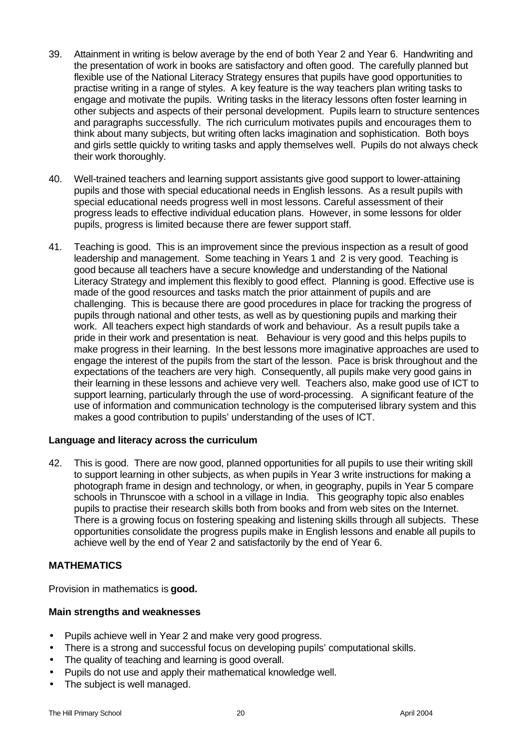39. Attainment in writing is below average by the end of both Year 2 and Year 6. Handwriting and the presentation of work in books are satisfactory and often good. The carefully planned but flexible use of the National Literacy Strategy ensures that pupils have good opportunities to practise writing in a range of styles. A key feature is the way teachers plan writing tasks to engage and motivate the pupils. Writing tasks in the literacy lessons often foster learning in other subjects and aspects of their personal development. Pupils learn to structure sentences and paragraphs successfully. The rich curriculum motivates pupils and encourages them to think about many subjects, but writing often lacks imagination and sophistication. Both boys and girls settle quickly to writing tasks and apply themselves well. Pupils do not always check their work thoroughly.

40. Well-trained teachers and learning support assistants give good support to lower-attaining pupils and those with special educational needs in English lessons. As a result pupils with special educational needs progress well in most lessons. Careful assessment of their progress leads to effective individual education plans. However, in some lessons for older pupils, progress is limited because there are fewer support staff.

41. Teaching is good. This is an improvement since the previous inspection as a result of good leadership and management. Some teaching in Years 1 and 2 is very good. Teaching is good because all teachers have a secure knowledge and understanding of the National Literacy Strategy and implement this flexibly to good effect. Planning is good. Effective use is made of the good resources and tasks match the prior attainment of pupils and are challenging. This is because there are good procedures in place for tracking the progress of pupils through national and other tests, as well as by questioning pupils and marking their work. All teachers expect high standards of work and behaviour. As a result pupils take a pride in their work and presentation is neat. Behaviour is very good and this helps pupils to make progress in their learning. In the best lessons more imaginative approaches are used to engage the interest of the pupils from the start of the lesson. Pace is brisk throughout and the expectations of the teachers are very high. Consequently, all pupils make very good gains in their learning in these lessons and achieve very well. Teachers also, make good use of ICT to support learning, particularly through the use of word-processing. A significant feature of the use of information and communication technology is the computerised library system and this makes a good contribution to pupils' understanding of the uses of ICT.

**Language and literacy across the curriculum**

42. This is good. There are now good, planned opportunities for all pupils to use their writing skill to support learning in other subjects, as when pupils in Year 3 write instructions for making a photograph frame in design and technology, or when, in geography, pupils in Year 5 compare schools in Thrunscoe with a school in a village in India. This geography topic also enables pupils to practise their research skills both from books and from web sites on the Internet. There is a growing focus on fostering speaking and listening skills through all subjects. These opportunities consolidate the progress pupils make in English lessons and enable all pupils to achieve well by the end of Year 2 and satisfactorily by the end of Year 6.

## MATHEMATICS

Provision in mathematics is **good.**

**Main strengths and weaknesses**

- Pupils achieve well in Year 2 and make very good progress.
- There is a strong and successful focus on developing pupils' computational skills.
- The quality of teaching and learning is good overall.
- Pupils do not use and apply their mathematical knowledge well.
- The subject is well managed.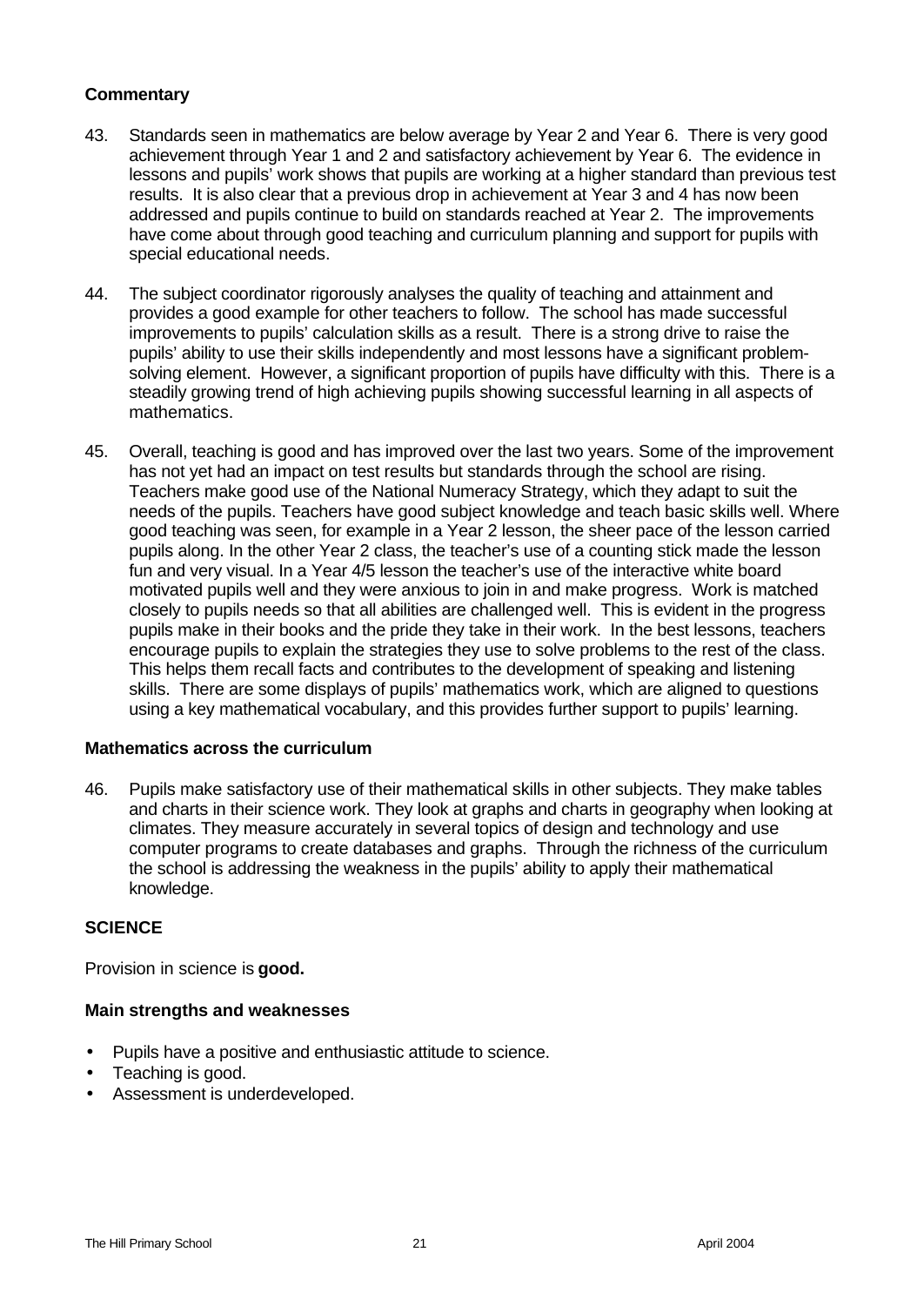### Commentary

43. Standards seen in mathematics are below average by Year 2 and Year 6. There is very good achievement through Year 1 and 2 and satisfactory achievement by Year 6. The evidence in lessons and pupils' work shows that pupils are working at a higher standard than previous test results. It is also clear that a previous drop in achievement at Year 3 and 4 has now been addressed and pupils continue to build on standards reached at Year 2. The improvements have come about through good teaching and curriculum planning and support for pupils with special educational needs.

44. The subject coordinator rigorously analyses the quality of teaching and attainment and provides a good example for other teachers to follow. The school has made successful improvements to pupils' calculation skills as a result. There is a strong drive to raise the pupils' ability to use their skills independently and most lessons have a significant problem-solving element. However, a significant proportion of pupils have difficulty with this. There is a steadily growing trend of high achieving pupils showing successful learning in all aspects of mathematics.

45. Overall, teaching is good and has improved over the last two years. Some of the improvement has not yet had an impact on test results but standards through the school are rising. Teachers make good use of the National Numeracy Strategy, which they adapt to suit the needs of the pupils. Teachers have good subject knowledge and teach basic skills well. Where good teaching was seen, for example in a Year 2 lesson, the sheer pace of the lesson carried pupils along. In the other Year 2 class, the teacher's use of a counting stick made the lesson fun and very visual. In a Year 4/5 lesson the teacher's use of the interactive white board motivated pupils well and they were anxious to join in and make progress. Work is matched closely to pupils needs so that all abilities are challenged well. This is evident in the progress pupils make in their books and the pride they take in their work. In the best lessons, teachers encourage pupils to explain the strategies they use to solve problems to the rest of the class. This helps them recall facts and contributes to the development of speaking and listening skills. There are some displays of pupils' mathematics work, which are aligned to questions using a key mathematical vocabulary, and this provides further support to pupils' learning.

### Mathematics across the curriculum

46. Pupils make satisfactory use of their mathematical skills in other subjects. They make tables and charts in their science work. They look at graphs and charts in geography when looking at climates. They measure accurately in several topics of design and technology and use computer programs to create databases and graphs. Through the richness of the curriculum the school is addressing the weakness in the pupils' ability to apply their mathematical knowledge.

## SCIENCE

Provision in science is **good.**

### Main strengths and weaknesses

- Pupils have a positive and enthusiastic attitude to science.
- Teaching is good.
- Assessment is underdeveloped.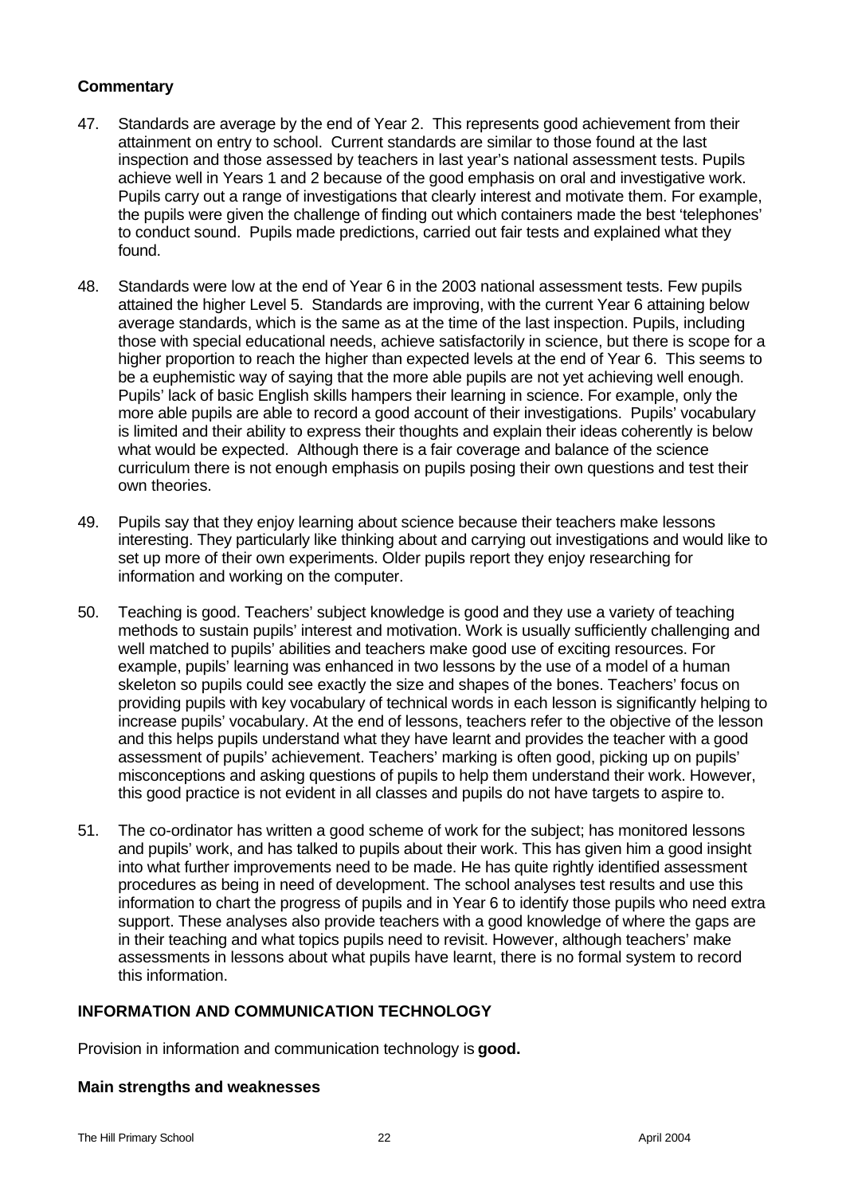### Commentary

47. Standards are average by the end of Year 2. This represents good achievement from their attainment on entry to school. Current standards are similar to those found at the last inspection and those assessed by teachers in last year's national assessment tests. Pupils achieve well in Years 1 and 2 because of the good emphasis on oral and investigative work. Pupils carry out a range of investigations that clearly interest and motivate them. For example, the pupils were given the challenge of finding out which containers made the best 'telephones' to conduct sound. Pupils made predictions, carried out fair tests and explained what they found.

48. Standards were low at the end of Year 6 in the 2003 national assessment tests. Few pupils attained the higher Level 5. Standards are improving, with the current Year 6 attaining below average standards, which is the same as at the time of the last inspection. Pupils, including those with special educational needs, achieve satisfactorily in science, but there is scope for a higher proportion to reach the higher than expected levels at the end of Year 6. This seems to be a euphemistic way of saying that the more able pupils are not yet achieving well enough. Pupils' lack of basic English skills hampers their learning in science. For example, only the more able pupils are able to record a good account of their investigations. Pupils' vocabulary is limited and their ability to express their thoughts and explain their ideas coherently is below what would be expected. Although there is a fair coverage and balance of the science curriculum there is not enough emphasis on pupils posing their own questions and test their own theories.

49. Pupils say that they enjoy learning about science because their teachers make lessons interesting. They particularly like thinking about and carrying out investigations and would like to set up more of their own experiments. Older pupils report they enjoy researching for information and working on the computer.

50. Teaching is good. Teachers' subject knowledge is good and they use a variety of teaching methods to sustain pupils' interest and motivation. Work is usually sufficiently challenging and well matched to pupils' abilities and teachers make good use of exciting resources. For example, pupils' learning was enhanced in two lessons by the use of a model of a human skeleton so pupils could see exactly the size and shapes of the bones. Teachers' focus on providing pupils with key vocabulary of technical words in each lesson is significantly helping to increase pupils' vocabulary. At the end of lessons, teachers refer to the objective of the lesson and this helps pupils understand what they have learnt and provides the teacher with a good assessment of pupils' achievement. Teachers' marking is often good, picking up on pupils' misconceptions and asking questions of pupils to help them understand their work. However, this good practice is not evident in all classes and pupils do not have targets to aspire to.

51. The co-ordinator has written a good scheme of work for the subject; has monitored lessons and pupils' work, and has talked to pupils about their work. This has given him a good insight into what further improvements need to be made. He has quite rightly identified assessment procedures as being in need of development. The school analyses test results and use this information to chart the progress of pupils and in Year 6 to identify those pupils who need extra support. These analyses also provide teachers with a good knowledge of where the gaps are in their teaching and what topics pupils need to revisit. However, although teachers' make assessments in lessons about what pupils have learnt, there is no formal system to record this information.

## INFORMATION AND COMMUNICATION TECHNOLOGY

Provision in information and communication technology is **good.**

### Main strengths and weaknesses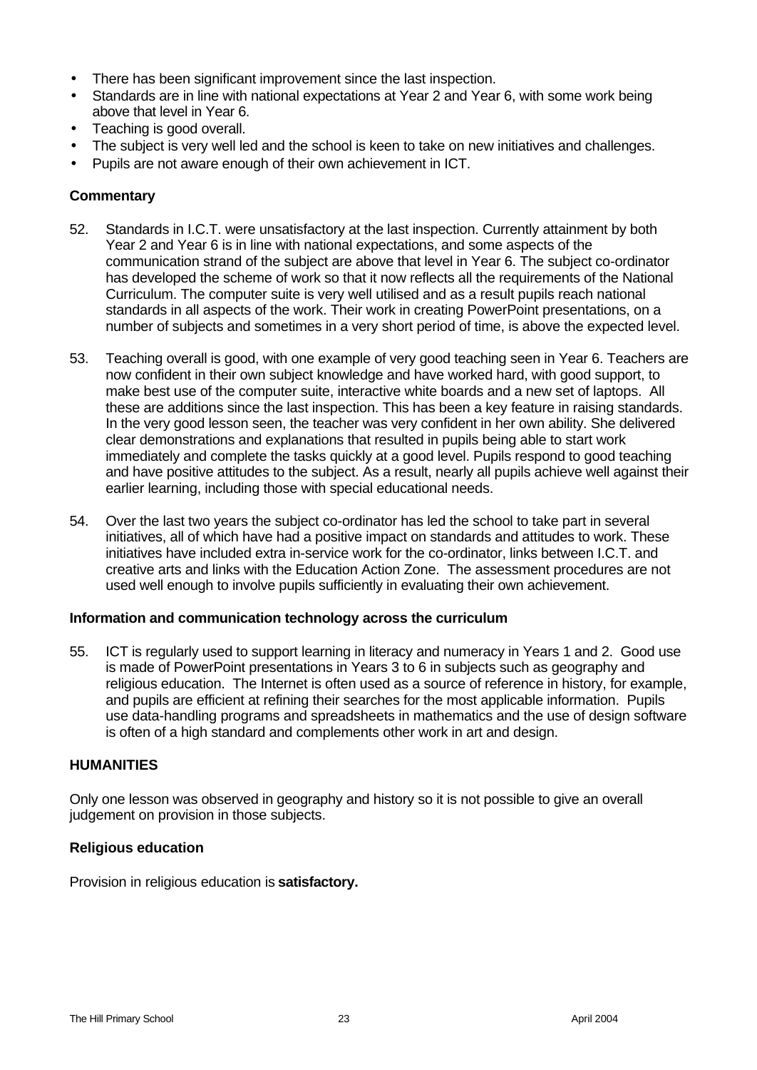- There has been significant improvement since the last inspection.
- Standards are in line with national expectations at Year 2 and Year 6, with some work being above that level in Year 6.
- Teaching is good overall.
- The subject is very well led and the school is keen to take on new initiatives and challenges.
- Pupils are not aware enough of their own achievement in ICT.

**Commentary**

52. Standards in I.C.T. were unsatisfactory at the last inspection. Currently attainment by both Year 2 and Year 6 is in line with national expectations, and some aspects of the communication strand of the subject are above that level in Year 6. The subject co-ordinator has developed the scheme of work so that it now reflects all the requirements of the National Curriculum. The computer suite is very well utilised and as a result pupils reach national standards in all aspects of the work. Their work in creating PowerPoint presentations, on a number of subjects and sometimes in a very short period of time, is above the expected level.

53. Teaching overall is good, with one example of very good teaching seen in Year 6. Teachers are now confident in their own subject knowledge and have worked hard, with good support, to make best use of the computer suite, interactive white boards and a new set of laptops. All these are additions since the last inspection. This has been a key feature in raising standards. In the very good lesson seen, the teacher was very confident in her own ability. She delivered clear demonstrations and explanations that resulted in pupils being able to start work immediately and complete the tasks quickly at a good level. Pupils respond to good teaching and have positive attitudes to the subject. As a result, nearly all pupils achieve well against their earlier learning, including those with special educational needs.

54. Over the last two years the subject co-ordinator has led the school to take part in several initiatives, all of which have had a positive impact on standards and attitudes to work. These initiatives have included extra in-service work for the co-ordinator, links between I.C.T. and creative arts and links with the Education Action Zone. The assessment procedures are not used well enough to involve pupils sufficiently in evaluating their own achievement.

**Information and communication technology across the curriculum**

55. ICT is regularly used to support learning in literacy and numeracy in Years 1 and 2. Good use is made of PowerPoint presentations in Years 3 to 6 in subjects such as geography and religious education. The Internet is often used as a source of reference in history, for example, and pupils are efficient at refining their searches for the most applicable information. Pupils use data-handling programs and spreadsheets in mathematics and the use of design software is often of a high standard and complements other work in art and design.

## HUMANITIES

Only one lesson was observed in geography and history so it is not possible to give an overall judgement on provision in those subjects.

### Religious education

Provision in religious education is **satisfactory.**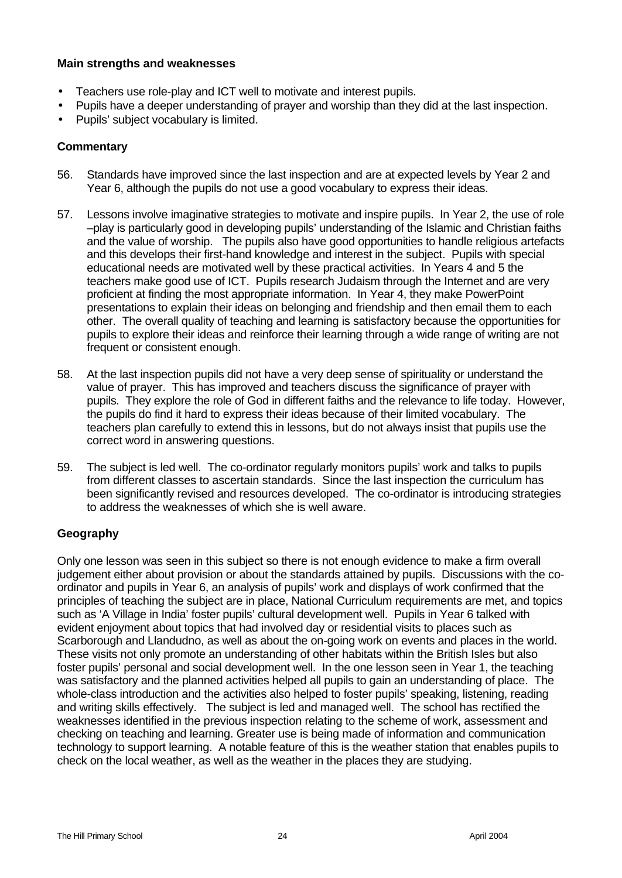### Main strengths and weaknesses

- Teachers use role-play and ICT well to motivate and interest pupils.
- Pupils have a deeper understanding of prayer and worship than they did at the last inspection.
- Pupils' subject vocabulary is limited.

### Commentary

56. Standards have improved since the last inspection and are at expected levels by Year 2 and Year 6, although the pupils do not use a good vocabulary to express their ideas.

57. Lessons involve imaginative strategies to motivate and inspire pupils. In Year 2, the use of role –play is particularly good in developing pupils' understanding of the Islamic and Christian faiths and the value of worship. The pupils also have good opportunities to handle religious artefacts and this develops their first-hand knowledge and interest in the subject. Pupils with special educational needs are motivated well by these practical activities. In Years 4 and 5 the teachers make good use of ICT. Pupils research Judaism through the Internet and are very proficient at finding the most appropriate information. In Year 4, they make PowerPoint presentations to explain their ideas on belonging and friendship and then email them to each other. The overall quality of teaching and learning is satisfactory because the opportunities for pupils to explore their ideas and reinforce their learning through a wide range of writing are not frequent or consistent enough.

58. At the last inspection pupils did not have a very deep sense of spirituality or understand the value of prayer. This has improved and teachers discuss the significance of prayer with pupils. They explore the role of God in different faiths and the relevance to life today. However, the pupils do find it hard to express their ideas because of their limited vocabulary. The teachers plan carefully to extend this in lessons, but do not always insist that pupils use the correct word in answering questions.

59. The subject is led well. The co-ordinator regularly monitors pupils' work and talks to pupils from different classes to ascertain standards. Since the last inspection the curriculum has been significantly revised and resources developed. The co-ordinator is introducing strategies to address the weaknesses of which she is well aware.

### Geography

Only one lesson was seen in this subject so there is not enough evidence to make a firm overall judgement either about provision or about the standards attained by pupils. Discussions with the co-ordinator and pupils in Year 6, an analysis of pupils' work and displays of work confirmed that the principles of teaching the subject are in place, National Curriculum requirements are met, and topics such as 'A Village in India' foster pupils' cultural development well. Pupils in Year 6 talked with evident enjoyment about topics that had involved day or residential visits to places such as Scarborough and Llandudno, as well as about the on-going work on events and places in the world. These visits not only promote an understanding of other habitats within the British Isles but also foster pupils' personal and social development well. In the one lesson seen in Year 1, the teaching was satisfactory and the planned activities helped all pupils to gain an understanding of place. The whole-class introduction and the activities also helped to foster pupils' speaking, listening, reading and writing skills effectively. The subject is led and managed well. The school has rectified the weaknesses identified in the previous inspection relating to the scheme of work, assessment and checking on teaching and learning. Greater use is being made of information and communication technology to support learning. A notable feature of this is the weather station that enables pupils to check on the local weather, as well as the weather in the places they are studying.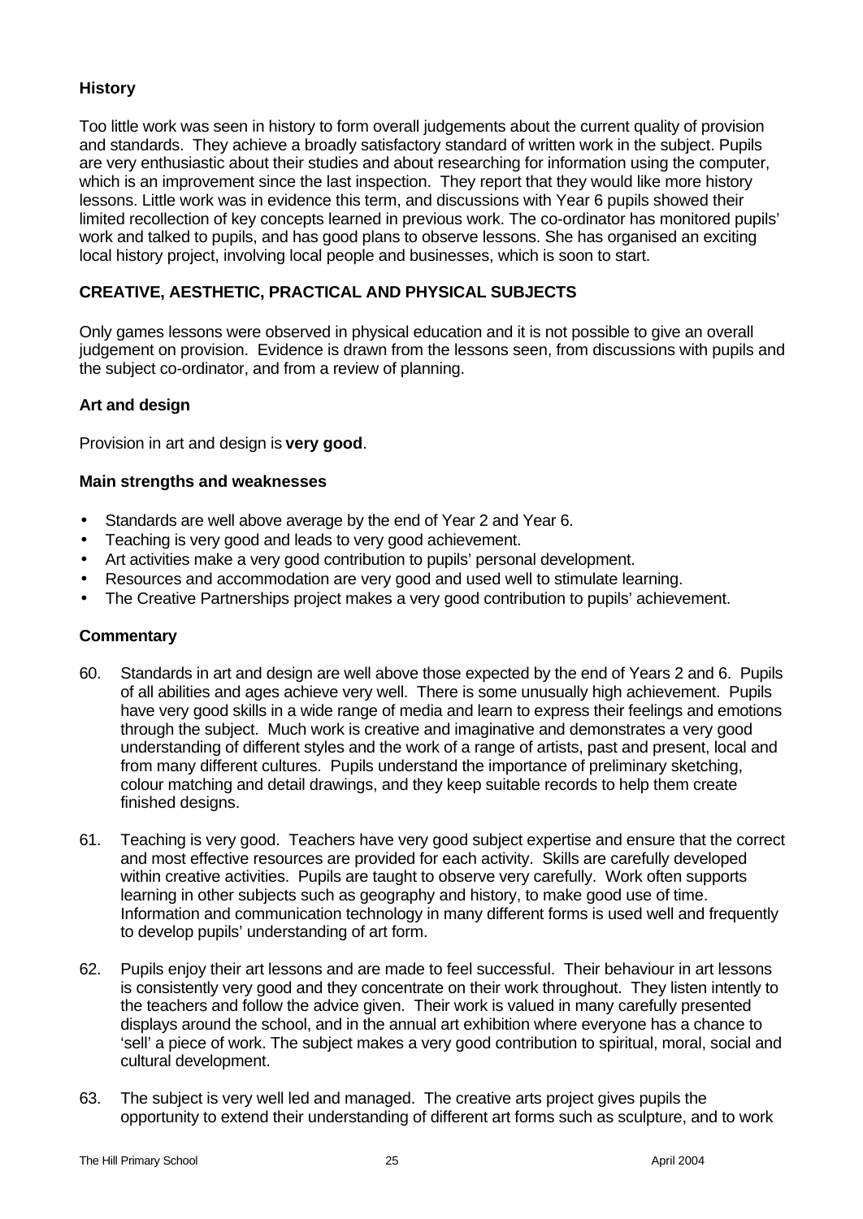### History

Too little work was seen in history to form overall judgements about the current quality of provision and standards. They achieve a broadly satisfactory standard of written work in the subject. Pupils are very enthusiastic about their studies and about researching for information using the computer, which is an improvement since the last inspection. They report that they would like more history lessons. Little work was in evidence this term, and discussions with Year 6 pupils showed their limited recollection of key concepts learned in previous work. The co-ordinator has monitored pupils' work and talked to pupils, and has good plans to observe lessons. She has organised an exciting local history project, involving local people and businesses, which is soon to start.

## CREATIVE, AESTHETIC, PRACTICAL AND PHYSICAL SUBJECTS

Only games lessons were observed in physical education and it is not possible to give an overall judgement on provision. Evidence is drawn from the lessons seen, from discussions with pupils and the subject co-ordinator, and from a review of planning.

### Art and design

Provision in art and design is **very good**.

#### Main strengths and weaknesses

- Standards are well above average by the end of Year 2 and Year 6.
- Teaching is very good and leads to very good achievement.
- Art activities make a very good contribution to pupils' personal development.
- Resources and accommodation are very good and used well to stimulate learning.
- The Creative Partnerships project makes a very good contribution to pupils' achievement.

#### Commentary

60. Standards in art and design are well above those expected by the end of Years 2 and 6. Pupils of all abilities and ages achieve very well. There is some unusually high achievement. Pupils have very good skills in a wide range of media and learn to express their feelings and emotions through the subject. Much work is creative and imaginative and demonstrates a very good understanding of different styles and the work of a range of artists, past and present, local and from many different cultures. Pupils understand the importance of preliminary sketching, colour matching and detail drawings, and they keep suitable records to help them create finished designs.

61. Teaching is very good. Teachers have very good subject expertise and ensure that the correct and most effective resources are provided for each activity. Skills are carefully developed within creative activities. Pupils are taught to observe very carefully. Work often supports learning in other subjects such as geography and history, to make good use of time. Information and communication technology in many different forms is used well and frequently to develop pupils' understanding of art form.

62. Pupils enjoy their art lessons and are made to feel successful. Their behaviour in art lessons is consistently very good and they concentrate on their work throughout. They listen intently to the teachers and follow the advice given. Their work is valued in many carefully presented displays around the school, and in the annual art exhibition where everyone has a chance to 'sell' a piece of work. The subject makes a very good contribution to spiritual, moral, social and cultural development.

63. The subject is very well led and managed. The creative arts project gives pupils the opportunity to extend their understanding of different art forms such as sculpture, and to work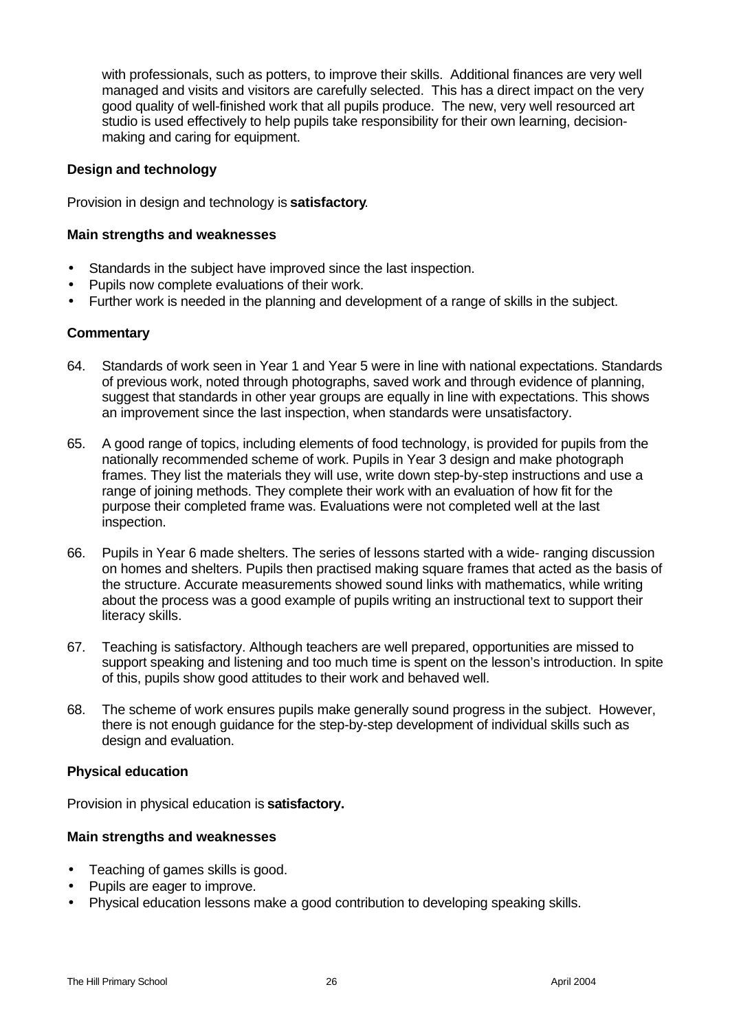with professionals, such as potters, to improve their skills. Additional finances are very well managed and visits and visitors are carefully selected. This has a direct impact on the very good quality of well-finished work that all pupils produce. The new, very well resourced art studio is used effectively to help pupils take responsibility for their own learning, decision-making and caring for equipment.

### Design and technology

Provision in design and technology is **satisfactory**.

#### Main strengths and weaknesses

- Standards in the subject have improved since the last inspection.
- Pupils now complete evaluations of their work.
- Further work is needed in the planning and development of a range of skills in the subject.

#### Commentary

64. Standards of work seen in Year 1 and Year 5 were in line with national expectations. Standards of previous work, noted through photographs, saved work and through evidence of planning, suggest that standards in other year groups are equally in line with expectations. This shows an improvement since the last inspection, when standards were unsatisfactory.

65. A good range of topics, including elements of food technology, is provided for pupils from the nationally recommended scheme of work. Pupils in Year 3 design and make photograph frames. They list the materials they will use, write down step-by-step instructions and use a range of joining methods. They complete their work with an evaluation of how fit for the purpose their completed frame was. Evaluations were not completed well at the last inspection.

66. Pupils in Year 6 made shelters. The series of lessons started with a wide- ranging discussion on homes and shelters. Pupils then practised making square frames that acted as the basis of the structure. Accurate measurements showed sound links with mathematics, while writing about the process was a good example of pupils writing an instructional text to support their literacy skills.

67. Teaching is satisfactory. Although teachers are well prepared, opportunities are missed to support speaking and listening and too much time is spent on the lesson's introduction. In spite of this, pupils show good attitudes to their work and behaved well.

68. The scheme of work ensures pupils make generally sound progress in the subject. However, there is not enough guidance for the step-by-step development of individual skills such as design and evaluation.

### Physical education

Provision in physical education is **satisfactory.**

#### Main strengths and weaknesses

- Teaching of games skills is good.
- Pupils are eager to improve.
- Physical education lessons make a good contribution to developing speaking skills.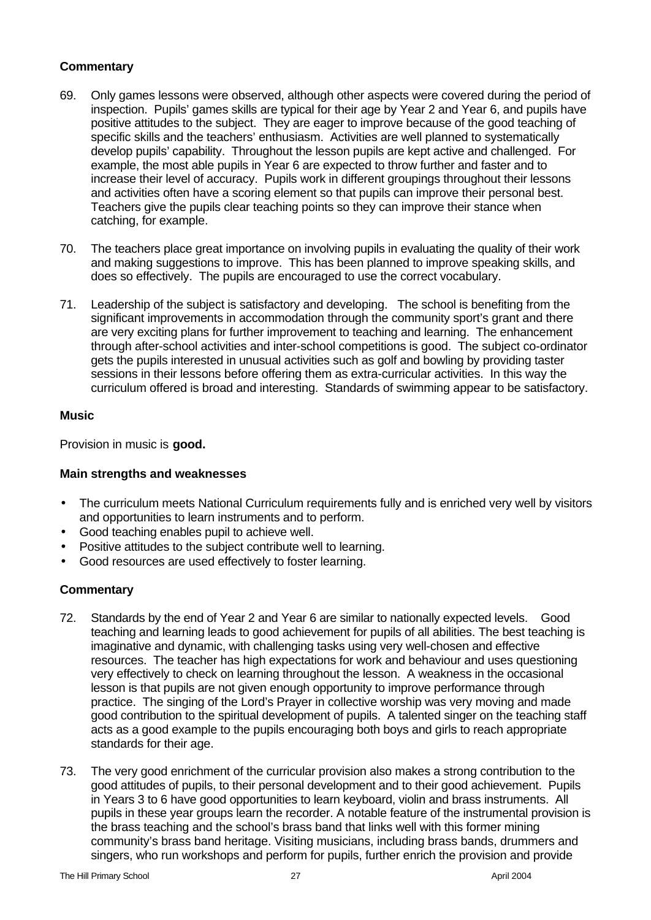### Commentary

69. Only games lessons were observed, although other aspects were covered during the period of inspection. Pupils' games skills are typical for their age by Year 2 and Year 6, and pupils have positive attitudes to the subject. They are eager to improve because of the good teaching of specific skills and the teachers' enthusiasm. Activities are well planned to systematically develop pupils' capability. Throughout the lesson pupils are kept active and challenged. For example, the most able pupils in Year 6 are expected to throw further and faster and to increase their level of accuracy. Pupils work in different groupings throughout their lessons and activities often have a scoring element so that pupils can improve their personal best. Teachers give the pupils clear teaching points so they can improve their stance when catching, for example.

70. The teachers place great importance on involving pupils in evaluating the quality of their work and making suggestions to improve. This has been planned to improve speaking skills, and does so effectively. The pupils are encouraged to use the correct vocabulary.

71. Leadership of the subject is satisfactory and developing. The school is benefiting from the significant improvements in accommodation through the community sport's grant and there are very exciting plans for further improvement to teaching and learning. The enhancement through after-school activities and inter-school competitions is good. The subject co-ordinator gets the pupils interested in unusual activities such as golf and bowling by providing taster sessions in their lessons before offering them as extra-curricular activities. In this way the curriculum offered is broad and interesting. Standards of swimming appear to be satisfactory.

### Music

Provision in music is **good.**

### Main strengths and weaknesses

- The curriculum meets National Curriculum requirements fully and is enriched very well by visitors and opportunities to learn instruments and to perform.
- Good teaching enables pupil to achieve well.
- Positive attitudes to the subject contribute well to learning.
- Good resources are used effectively to foster learning.

### Commentary

72. Standards by the end of Year 2 and Year 6 are similar to nationally expected levels. Good teaching and learning leads to good achievement for pupils of all abilities. The best teaching is imaginative and dynamic, with challenging tasks using very well-chosen and effective resources. The teacher has high expectations for work and behaviour and uses questioning very effectively to check on learning throughout the lesson. A weakness in the occasional lesson is that pupils are not given enough opportunity to improve performance through practice. The singing of the Lord's Prayer in collective worship was very moving and made good contribution to the spiritual development of pupils. A talented singer on the teaching staff acts as a good example to the pupils encouraging both boys and girls to reach appropriate standards for their age.

73. The very good enrichment of the curricular provision also makes a strong contribution to the good attitudes of pupils, to their personal development and to their good achievement. Pupils in Years 3 to 6 have good opportunities to learn keyboard, violin and brass instruments. All pupils in these year groups learn the recorder. A notable feature of the instrumental provision is the brass teaching and the school's brass band that links well with this former mining community's brass band heritage. Visiting musicians, including brass bands, drummers and singers, who run workshops and perform for pupils, further enrich the provision and provide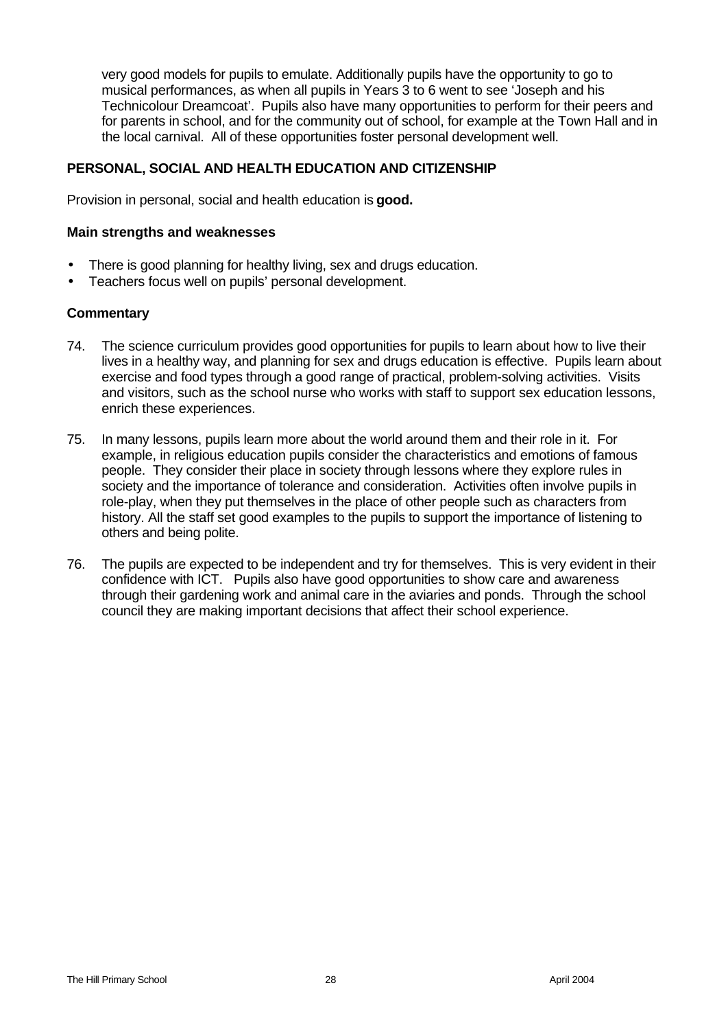very good models for pupils to emulate. Additionally pupils have the opportunity to go to musical performances, as when all pupils in Years 3 to 6 went to see 'Joseph and his Technicolour Dreamcoat'. Pupils also have many opportunities to perform for their peers and for parents in school, and for the community out of school, for example at the Town Hall and in the local carnival. All of these opportunities foster personal development well.

## PERSONAL, SOCIAL AND HEALTH EDUCATION AND CITIZENSHIP

Provision in personal, social and health education is **good.**

### Main strengths and weaknesses

- There is good planning for healthy living, sex and drugs education.
- Teachers focus well on pupils' personal development.

### Commentary

74. The science curriculum provides good opportunities for pupils to learn about how to live their lives in a healthy way, and planning for sex and drugs education is effective. Pupils learn about exercise and food types through a good range of practical, problem-solving activities. Visits and visitors, such as the school nurse who works with staff to support sex education lessons, enrich these experiences.

75. In many lessons, pupils learn more about the world around them and their role in it. For example, in religious education pupils consider the characteristics and emotions of famous people. They consider their place in society through lessons where they explore rules in society and the importance of tolerance and consideration. Activities often involve pupils in role-play, when they put themselves in the place of other people such as characters from history. All the staff set good examples to the pupils to support the importance of listening to others and being polite.

76. The pupils are expected to be independent and try for themselves. This is very evident in their confidence with ICT. Pupils also have good opportunities to show care and awareness through their gardening work and animal care in the aviaries and ponds. Through the school council they are making important decisions that affect their school experience.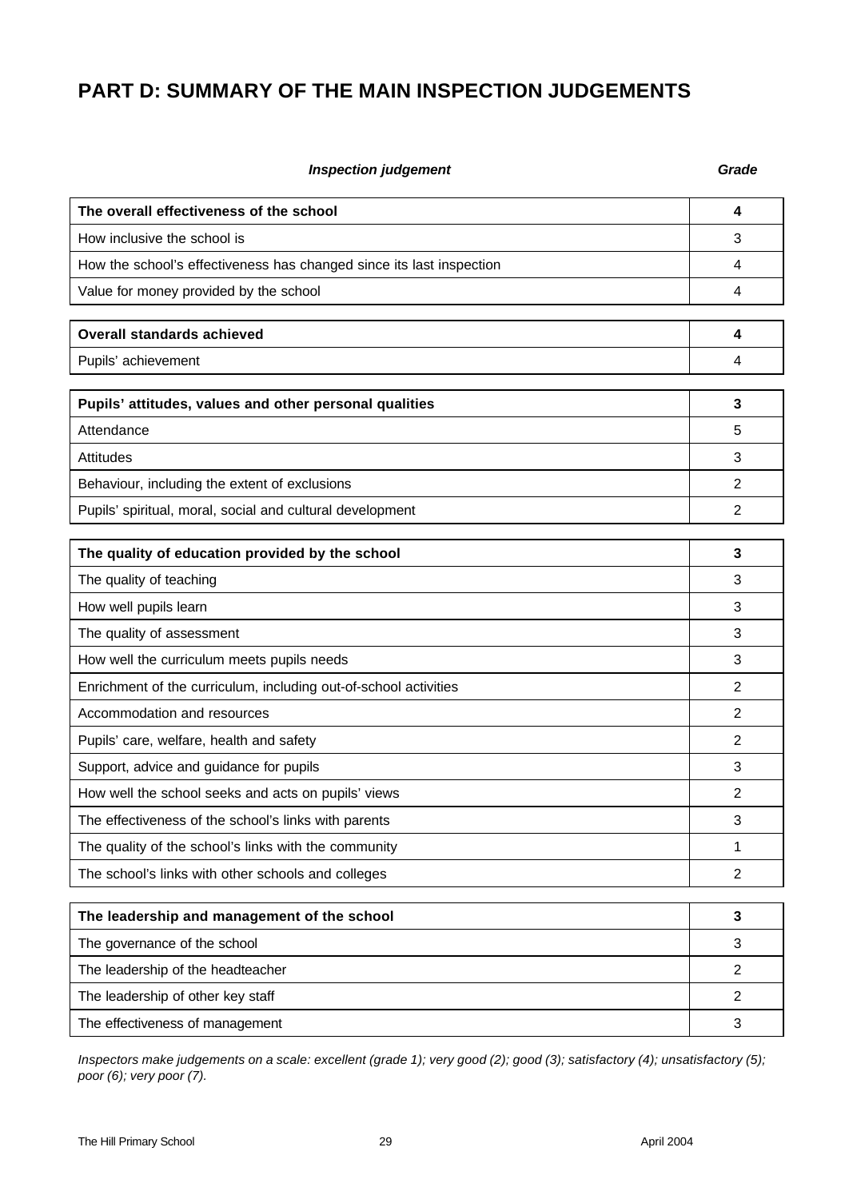# PART D: SUMMARY OF THE MAIN INSPECTION JUDGEMENTS

| ***Inspection judgement*** | ***Grade*** |
|---|---|
| **The overall effectiveness of the school** | **4** |
| How inclusive the school is | 3 |
| How the school's effectiveness has changed since its last inspection | 4 |
| Value for money provided by the school | 4 |
| **Overall standards achieved** | **4** |
| Pupils' achievement | 4 |
| **Pupils' attitudes, values and other personal qualities** | **3** |
| Attendance | 5 |
| Attitudes | 3 |
| Behaviour, including the extent of exclusions | 2 |
| Pupils' spiritual, moral, social and cultural development | 2 |
| **The quality of education provided by the school** | **3** |
| The quality of teaching | 3 |
| How well pupils learn | 3 |
| The quality of assessment | 3 |
| How well the curriculum meets pupils needs | 3 |
| Enrichment of the curriculum, including out-of-school activities | 2 |
| Accommodation and resources | 2 |
| Pupils' care, welfare, health and safety | 2 |
| Support, advice and guidance for pupils | 3 |
| How well the school seeks and acts on pupils' views | 2 |
| The effectiveness of the school's links with parents | 3 |
| The quality of the school's links with the community | 1 |
| The school's links with other schools and colleges | 2 |
| **The leadership and management of the school** | **3** |
| The governance of the school | 3 |
| The leadership of the headteacher | 2 |
| The leadership of other key staff | 2 |
| The effectiveness of management | 3 |

*Inspectors make judgements on a scale: excellent (grade 1); very good (2); good (3); satisfactory (4); unsatisfactory (5); poor (6); very poor (7).*